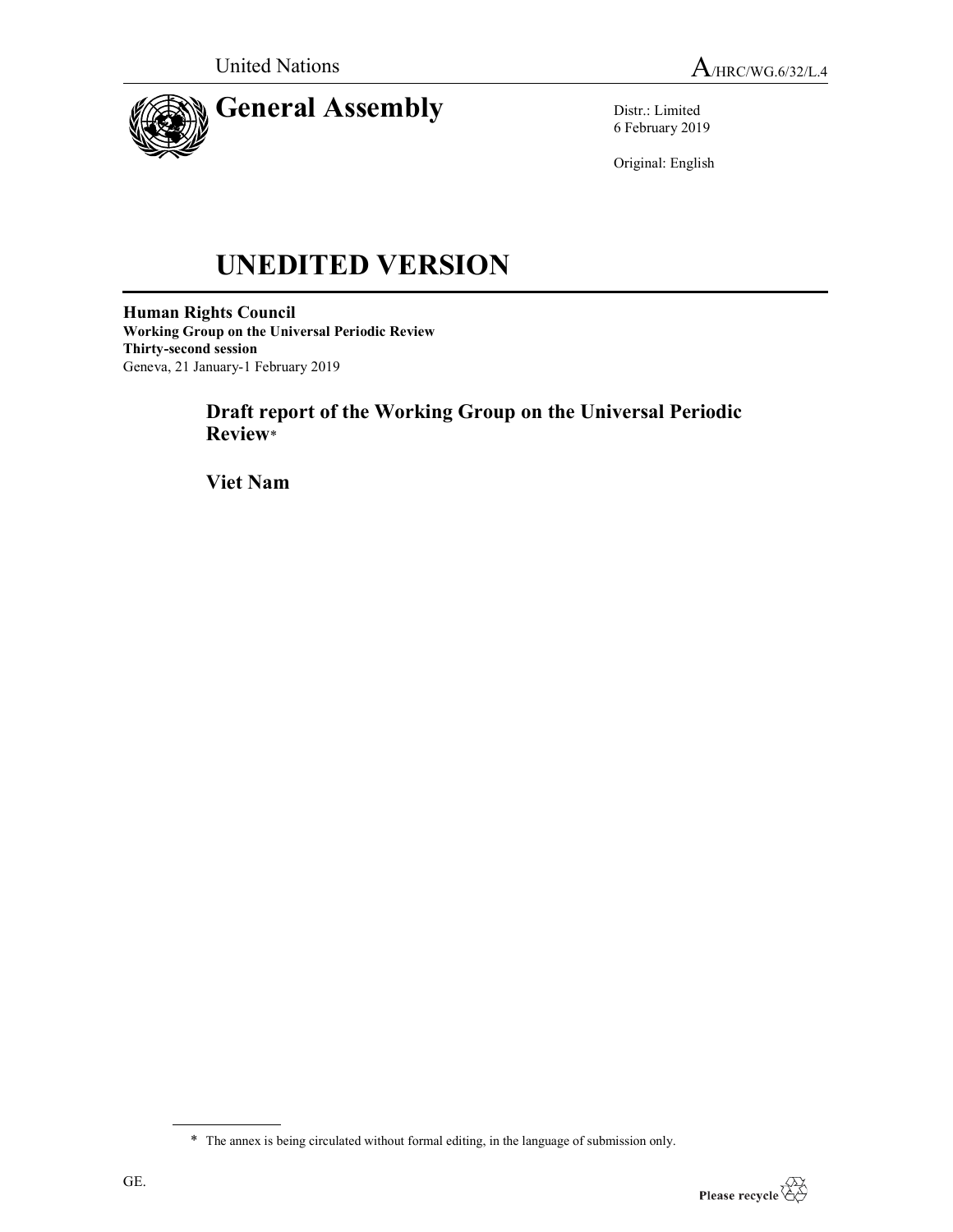United Nations

A/HRC/WG.6/32/L.4

# General Assembly

Distr.: Limited
6 February 2019

Original: English

# UNEDITED VERSION

**Human Rights Council**
**Working Group on the Universal Periodic Review**
**Thirty-second session**
Geneva, 21 January-1 February 2019

## Draft report of the Working Group on the Universal Periodic Review*

## Viet Nam

* The annex is being circulated without formal editing, in the language of submission only.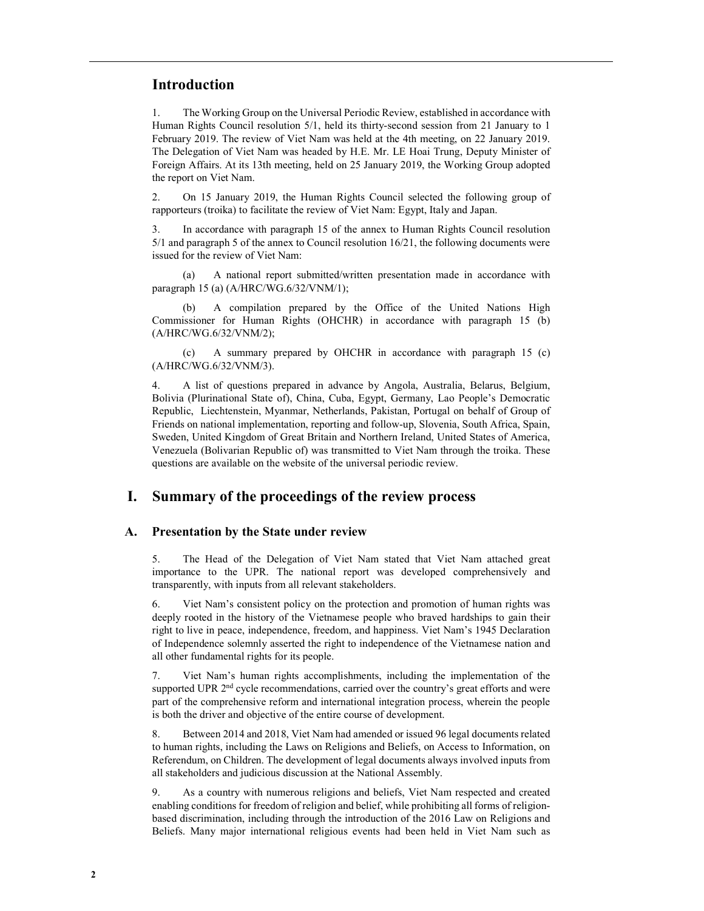## Introduction

1. The Working Group on the Universal Periodic Review, established in accordance with Human Rights Council resolution 5/1, held its thirty-second session from 21 January to 1 February 2019. The review of Viet Nam was held at the 4th meeting, on 22 January 2019. The Delegation of Viet Nam was headed by H.E. Mr. LE Hoai Trung, Deputy Minister of Foreign Affairs. At its 13th meeting, held on 25 January 2019, the Working Group adopted the report on Viet Nam.

2. On 15 January 2019, the Human Rights Council selected the following group of rapporteurs (troika) to facilitate the review of Viet Nam: Egypt, Italy and Japan.

3. In accordance with paragraph 15 of the annex to Human Rights Council resolution 5/1 and paragraph 5 of the annex to Council resolution 16/21, the following documents were issued for the review of Viet Nam:

(a) A national report submitted/written presentation made in accordance with paragraph 15 (a) (A/HRC/WG.6/32/VNM/1);

(b) A compilation prepared by the Office of the United Nations High Commissioner for Human Rights (OHCHR) in accordance with paragraph 15 (b) (A/HRC/WG.6/32/VNM/2);

(c) A summary prepared by OHCHR in accordance with paragraph 15 (c) (A/HRC/WG.6/32/VNM/3).

4. A list of questions prepared in advance by Angola, Australia, Belarus, Belgium, Bolivia (Plurinational State of), China, Cuba, Egypt, Germany, Lao People's Democratic Republic, Liechtenstein, Myanmar, Netherlands, Pakistan, Portugal on behalf of Group of Friends on national implementation, reporting and follow-up, Slovenia, South Africa, Spain, Sweden, United Kingdom of Great Britain and Northern Ireland, United States of America, Venezuela (Bolivarian Republic of) was transmitted to Viet Nam through the troika. These questions are available on the website of the universal periodic review.

## I. Summary of the proceedings of the review process

### A. Presentation by the State under review

5. The Head of the Delegation of Viet Nam stated that Viet Nam attached great importance to the UPR. The national report was developed comprehensively and transparently, with inputs from all relevant stakeholders.

6. Viet Nam's consistent policy on the protection and promotion of human rights was deeply rooted in the history of the Vietnamese people who braved hardships to gain their right to live in peace, independence, freedom, and happiness. Viet Nam's 1945 Declaration of Independence solemnly asserted the right to independence of the Vietnamese nation and all other fundamental rights for its people.

7. Viet Nam's human rights accomplishments, including the implementation of the supported UPR 2nd cycle recommendations, carried over the country's great efforts and were part of the comprehensive reform and international integration process, wherein the people is both the driver and objective of the entire course of development.

8. Between 2014 and 2018, Viet Nam had amended or issued 96 legal documents related to human rights, including the Laws on Religions and Beliefs, on Access to Information, on Referendum, on Children. The development of legal documents always involved inputs from all stakeholders and judicious discussion at the National Assembly.

9. As a country with numerous religions and beliefs, Viet Nam respected and created enabling conditions for freedom of religion and belief, while prohibiting all forms of religion-based discrimination, including through the introduction of the 2016 Law on Religions and Beliefs. Many major international religious events had been held in Viet Nam such as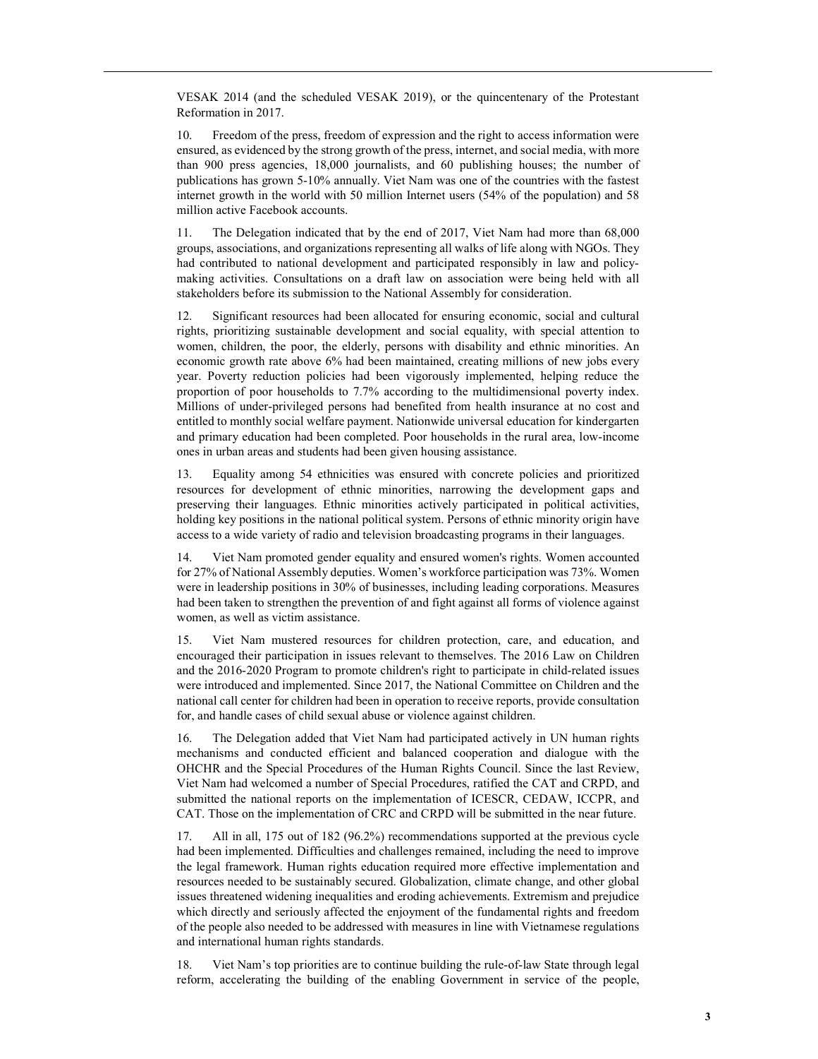VESAK 2014 (and the scheduled VESAK 2019), or the quincentenary of the Protestant Reformation in 2017.

10. Freedom of the press, freedom of expression and the right to access information were ensured, as evidenced by the strong growth of the press, internet, and social media, with more than 900 press agencies, 18,000 journalists, and 60 publishing houses; the number of publications has grown 5-10% annually. Viet Nam was one of the countries with the fastest internet growth in the world with 50 million Internet users (54% of the population) and 58 million active Facebook accounts.

11. The Delegation indicated that by the end of 2017, Viet Nam had more than 68,000 groups, associations, and organizations representing all walks of life along with NGOs. They had contributed to national development and participated responsibly in law and policy-making activities. Consultations on a draft law on association were being held with all stakeholders before its submission to the National Assembly for consideration.

12. Significant resources had been allocated for ensuring economic, social and cultural rights, prioritizing sustainable development and social equality, with special attention to women, children, the poor, the elderly, persons with disability and ethnic minorities. An economic growth rate above 6% had been maintained, creating millions of new jobs every year. Poverty reduction policies had been vigorously implemented, helping reduce the proportion of poor households to 7.7% according to the multidimensional poverty index. Millions of under-privileged persons had benefited from health insurance at no cost and entitled to monthly social welfare payment. Nationwide universal education for kindergarten and primary education had been completed. Poor households in the rural area, low-income ones in urban areas and students had been given housing assistance.

13. Equality among 54 ethnicities was ensured with concrete policies and prioritized resources for development of ethnic minorities, narrowing the development gaps and preserving their languages. Ethnic minorities actively participated in political activities, holding key positions in the national political system. Persons of ethnic minority origin have access to a wide variety of radio and television broadcasting programs in their languages.

14. Viet Nam promoted gender equality and ensured women's rights. Women accounted for 27% of National Assembly deputies. Women's workforce participation was 73%. Women were in leadership positions in 30% of businesses, including leading corporations. Measures had been taken to strengthen the prevention of and fight against all forms of violence against women, as well as victim assistance.

15. Viet Nam mustered resources for children protection, care, and education, and encouraged their participation in issues relevant to themselves. The 2016 Law on Children and the 2016-2020 Program to promote children's right to participate in child-related issues were introduced and implemented. Since 2017, the National Committee on Children and the national call center for children had been in operation to receive reports, provide consultation for, and handle cases of child sexual abuse or violence against children.

16. The Delegation added that Viet Nam had participated actively in UN human rights mechanisms and conducted efficient and balanced cooperation and dialogue with the OHCHR and the Special Procedures of the Human Rights Council. Since the last Review, Viet Nam had welcomed a number of Special Procedures, ratified the CAT and CRPD, and submitted the national reports on the implementation of ICESCR, CEDAW, ICCPR, and CAT. Those on the implementation of CRC and CRPD will be submitted in the near future.

17. All in all, 175 out of 182 (96.2%) recommendations supported at the previous cycle had been implemented. Difficulties and challenges remained, including the need to improve the legal framework. Human rights education required more effective implementation and resources needed to be sustainably secured. Globalization, climate change, and other global issues threatened widening inequalities and eroding achievements. Extremism and prejudice which directly and seriously affected the enjoyment of the fundamental rights and freedom of the people also needed to be addressed with measures in line with Vietnamese regulations and international human rights standards.

18. Viet Nam's top priorities are to continue building the rule-of-law State through legal reform, accelerating the building of the enabling Government in service of the people,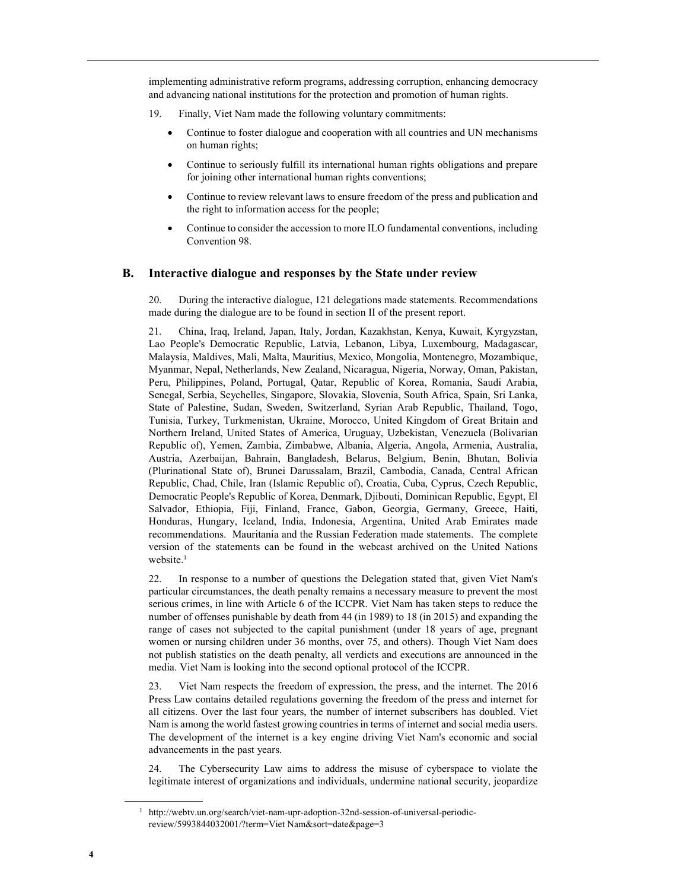implementing administrative reform programs, addressing corruption, enhancing democracy and advancing national institutions for the protection and promotion of human rights.

19. Finally, Viet Nam made the following voluntary commitments:

- Continue to foster dialogue and cooperation with all countries and UN mechanisms on human rights;
- Continue to seriously fulfill its international human rights obligations and prepare for joining other international human rights conventions;
- Continue to review relevant laws to ensure freedom of the press and publication and the right to information access for the people;
- Continue to consider the accession to more ILO fundamental conventions, including Convention 98.

## B. Interactive dialogue and responses by the State under review

20. During the interactive dialogue, 121 delegations made statements. Recommendations made during the dialogue are to be found in section II of the present report.

21. China, Iraq, Ireland, Japan, Italy, Jordan, Kazakhstan, Kenya, Kuwait, Kyrgyzstan, Lao People's Democratic Republic, Latvia, Lebanon, Libya, Luxembourg, Madagascar, Malaysia, Maldives, Mali, Malta, Mauritius, Mexico, Mongolia, Montenegro, Mozambique, Myanmar, Nepal, Netherlands, New Zealand, Nicaragua, Nigeria, Norway, Oman, Pakistan, Peru, Philippines, Poland, Portugal, Qatar, Republic of Korea, Romania, Saudi Arabia, Senegal, Serbia, Seychelles, Singapore, Slovakia, Slovenia, South Africa, Spain, Sri Lanka, State of Palestine, Sudan, Sweden, Switzerland, Syrian Arab Republic, Thailand, Togo, Tunisia, Turkey, Turkmenistan, Ukraine, Morocco, United Kingdom of Great Britain and Northern Ireland, United States of America, Uruguay, Uzbekistan, Venezuela (Bolivarian Republic of), Yemen, Zambia, Zimbabwe, Albania, Algeria, Angola, Armenia, Australia, Austria, Azerbaijan, Bahrain, Bangladesh, Belarus, Belgium, Benin, Bhutan, Bolivia (Plurinational State of), Brunei Darussalam, Brazil, Cambodia, Canada, Central African Republic, Chad, Chile, Iran (Islamic Republic of), Croatia, Cuba, Cyprus, Czech Republic, Democratic People's Republic of Korea, Denmark, Djibouti, Dominican Republic, Egypt, El Salvador, Ethiopia, Fiji, Finland, France, Gabon, Georgia, Germany, Greece, Haiti, Honduras, Hungary, Iceland, India, Indonesia, Argentina, United Arab Emirates made recommendations. Mauritania and the Russian Federation made statements. The complete version of the statements can be found in the webcast archived on the United Nations website.[1]

22. In response to a number of questions the Delegation stated that, given Viet Nam's particular circumstances, the death penalty remains a necessary measure to prevent the most serious crimes, in line with Article 6 of the ICCPR. Viet Nam has taken steps to reduce the number of offenses punishable by death from 44 (in 1989) to 18 (in 2015) and expanding the range of cases not subjected to the capital punishment (under 18 years of age, pregnant women or nursing children under 36 months, over 75, and others). Though Viet Nam does not publish statistics on the death penalty, all verdicts and executions are announced in the media. Viet Nam is looking into the second optional protocol of the ICCPR.

23. Viet Nam respects the freedom of expression, the press, and the internet. The 2016 Press Law contains detailed regulations governing the freedom of the press and internet for all citizens. Over the last four years, the number of internet subscribers has doubled. Viet Nam is among the world fastest growing countries in terms of internet and social media users. The development of the internet is a key engine driving Viet Nam's economic and social advancements in the past years.

24. The Cybersecurity Law aims to address the misuse of cyberspace to violate the legitimate interest of organizations and individuals, undermine national security, jeopardize

[1] http://webtv.un.org/search/viet-nam-upr-adoption-32nd-session-of-universal-periodic-review/5993844032001/?term=Viet Nam&sort=date&page=3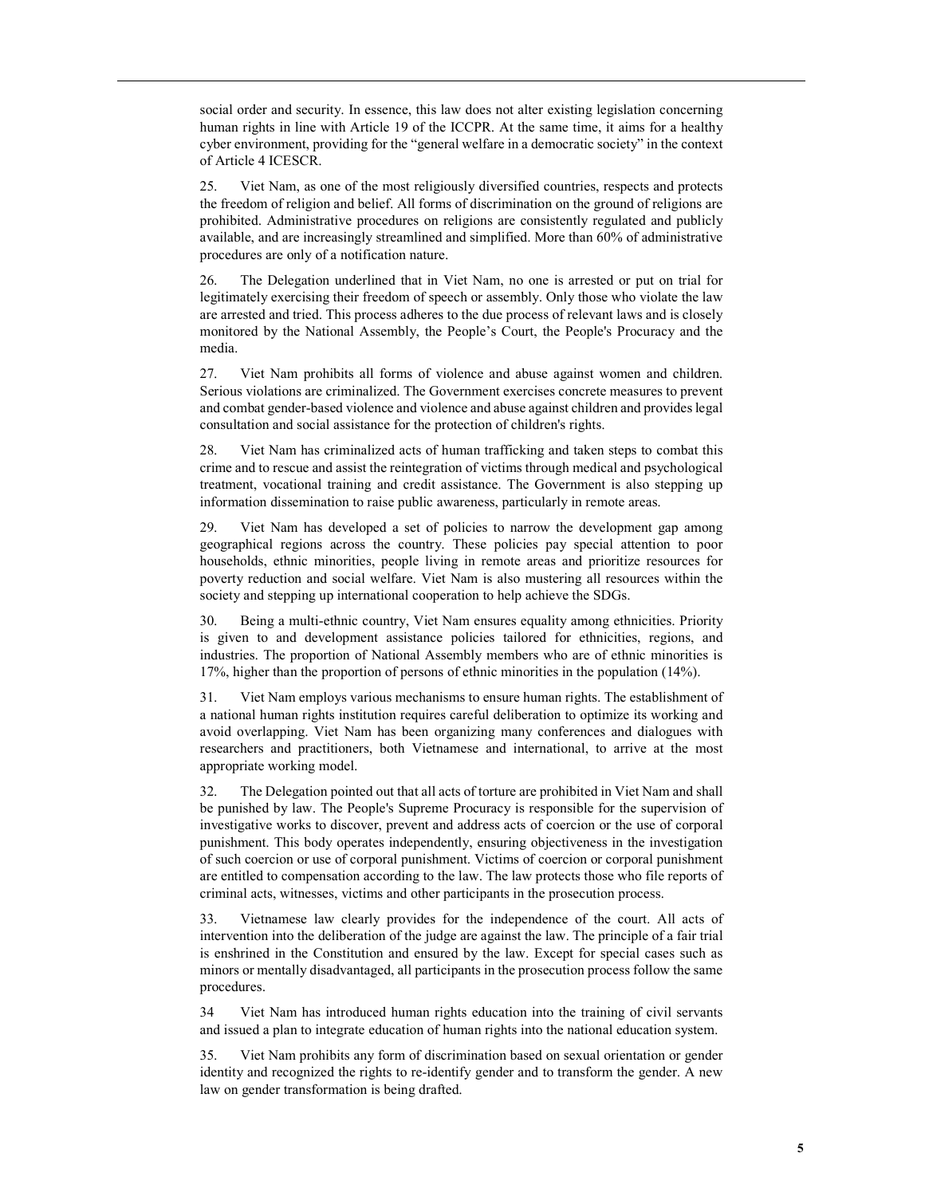social order and security. In essence, this law does not alter existing legislation concerning human rights in line with Article 19 of the ICCPR. At the same time, it aims for a healthy cyber environment, providing for the "general welfare in a democratic society" in the context of Article 4 ICESCR.

25. Viet Nam, as one of the most religiously diversified countries, respects and protects the freedom of religion and belief. All forms of discrimination on the ground of religions are prohibited. Administrative procedures on religions are consistently regulated and publicly available, and are increasingly streamlined and simplified. More than 60% of administrative procedures are only of a notification nature.

26. The Delegation underlined that in Viet Nam, no one is arrested or put on trial for legitimately exercising their freedom of speech or assembly. Only those who violate the law are arrested and tried. This process adheres to the due process of relevant laws and is closely monitored by the National Assembly, the People's Court, the People's Procuracy and the media.

27. Viet Nam prohibits all forms of violence and abuse against women and children. Serious violations are criminalized. The Government exercises concrete measures to prevent and combat gender-based violence and violence and abuse against children and provides legal consultation and social assistance for the protection of children's rights.

28. Viet Nam has criminalized acts of human trafficking and taken steps to combat this crime and to rescue and assist the reintegration of victims through medical and psychological treatment, vocational training and credit assistance. The Government is also stepping up information dissemination to raise public awareness, particularly in remote areas.

29. Viet Nam has developed a set of policies to narrow the development gap among geographical regions across the country. These policies pay special attention to poor households, ethnic minorities, people living in remote areas and prioritize resources for poverty reduction and social welfare. Viet Nam is also mustering all resources within the society and stepping up international cooperation to help achieve the SDGs.

30. Being a multi-ethnic country, Viet Nam ensures equality among ethnicities. Priority is given to and development assistance policies tailored for ethnicities, regions, and industries. The proportion of National Assembly members who are of ethnic minorities is 17%, higher than the proportion of persons of ethnic minorities in the population (14%).

31. Viet Nam employs various mechanisms to ensure human rights. The establishment of a national human rights institution requires careful deliberation to optimize its working and avoid overlapping. Viet Nam has been organizing many conferences and dialogues with researchers and practitioners, both Vietnamese and international, to arrive at the most appropriate working model.

32. The Delegation pointed out that all acts of torture are prohibited in Viet Nam and shall be punished by law. The People's Supreme Procuracy is responsible for the supervision of investigative works to discover, prevent and address acts of coercion or the use of corporal punishment. This body operates independently, ensuring objectiveness in the investigation of such coercion or use of corporal punishment. Victims of coercion or corporal punishment are entitled to compensation according to the law. The law protects those who file reports of criminal acts, witnesses, victims and other participants in the prosecution process.

33. Vietnamese law clearly provides for the independence of the court. All acts of intervention into the deliberation of the judge are against the law. The principle of a fair trial is enshrined in the Constitution and ensured by the law. Except for special cases such as minors or mentally disadvantaged, all participants in the prosecution process follow the same procedures.

34 Viet Nam has introduced human rights education into the training of civil servants and issued a plan to integrate education of human rights into the national education system.

35. Viet Nam prohibits any form of discrimination based on sexual orientation or gender identity and recognized the rights to re-identify gender and to transform the gender. A new law on gender transformation is being drafted.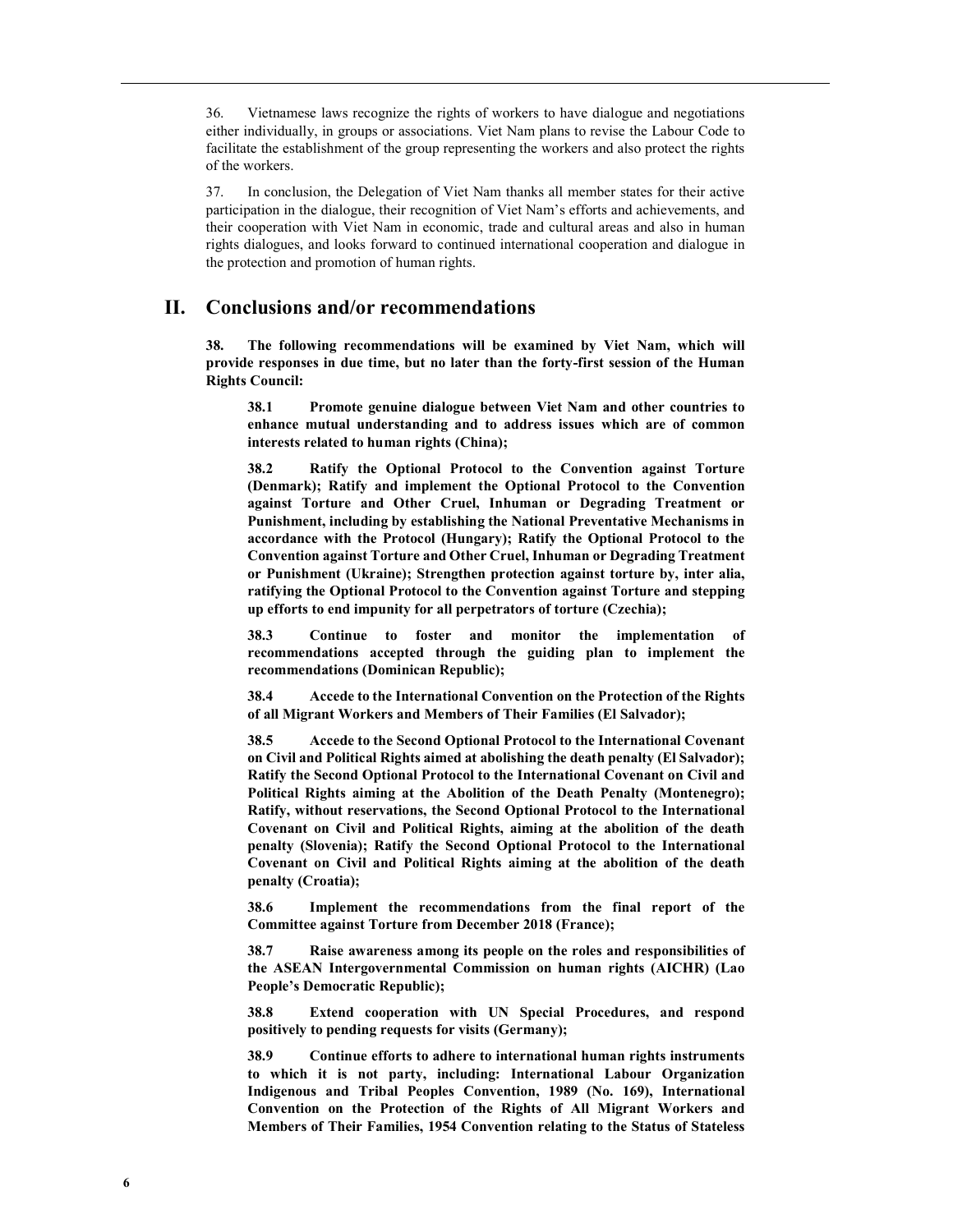36. Vietnamese laws recognize the rights of workers to have dialogue and negotiations either individually, in groups or associations. Viet Nam plans to revise the Labour Code to facilitate the establishment of the group representing the workers and also protect the rights of the workers.

37. In conclusion, the Delegation of Viet Nam thanks all member states for their active participation in the dialogue, their recognition of Viet Nam's efforts and achievements, and their cooperation with Viet Nam in economic, trade and cultural areas and also in human rights dialogues, and looks forward to continued international cooperation and dialogue in the protection and promotion of human rights.

## II. Conclusions and/or recommendations

**38. The following recommendations will be examined by Viet Nam, which will provide responses in due time, but no later than the forty-first session of the Human Rights Council:**

**38.1 Promote genuine dialogue between Viet Nam and other countries to enhance mutual understanding and to address issues which are of common interests related to human rights (China);**

**38.2 Ratify the Optional Protocol to the Convention against Torture (Denmark); Ratify and implement the Optional Protocol to the Convention against Torture and Other Cruel, Inhuman or Degrading Treatment or Punishment, including by establishing the National Preventative Mechanisms in accordance with the Protocol (Hungary); Ratify the Optional Protocol to the Convention against Torture and Other Cruel, Inhuman or Degrading Treatment or Punishment (Ukraine); Strengthen protection against torture by, inter alia, ratifying the Optional Protocol to the Convention against Torture and stepping up efforts to end impunity for all perpetrators of torture (Czechia);**

**38.3 Continue to foster and monitor the implementation of recommendations accepted through the guiding plan to implement the recommendations (Dominican Republic);**

**38.4 Accede to the International Convention on the Protection of the Rights of all Migrant Workers and Members of Their Families (El Salvador);**

**38.5 Accede to the Second Optional Protocol to the International Covenant on Civil and Political Rights aimed at abolishing the death penalty (El Salvador); Ratify the Second Optional Protocol to the International Covenant on Civil and Political Rights aiming at the Abolition of the Death Penalty (Montenegro); Ratify, without reservations, the Second Optional Protocol to the International Covenant on Civil and Political Rights, aiming at the abolition of the death penalty (Slovenia); Ratify the Second Optional Protocol to the International Covenant on Civil and Political Rights aiming at the abolition of the death penalty (Croatia);**

**38.6 Implement the recommendations from the final report of the Committee against Torture from December 2018 (France);**

**38.7 Raise awareness among its people on the roles and responsibilities of the ASEAN Intergovernmental Commission on human rights (AICHR) (Lao People's Democratic Republic);**

**38.8 Extend cooperation with UN Special Procedures, and respond positively to pending requests for visits (Germany);**

**38.9 Continue efforts to adhere to international human rights instruments to which it is not party, including: International Labour Organization Indigenous and Tribal Peoples Convention, 1989 (No. 169), International Convention on the Protection of the Rights of All Migrant Workers and Members of Their Families, 1954 Convention relating to the Status of Stateless**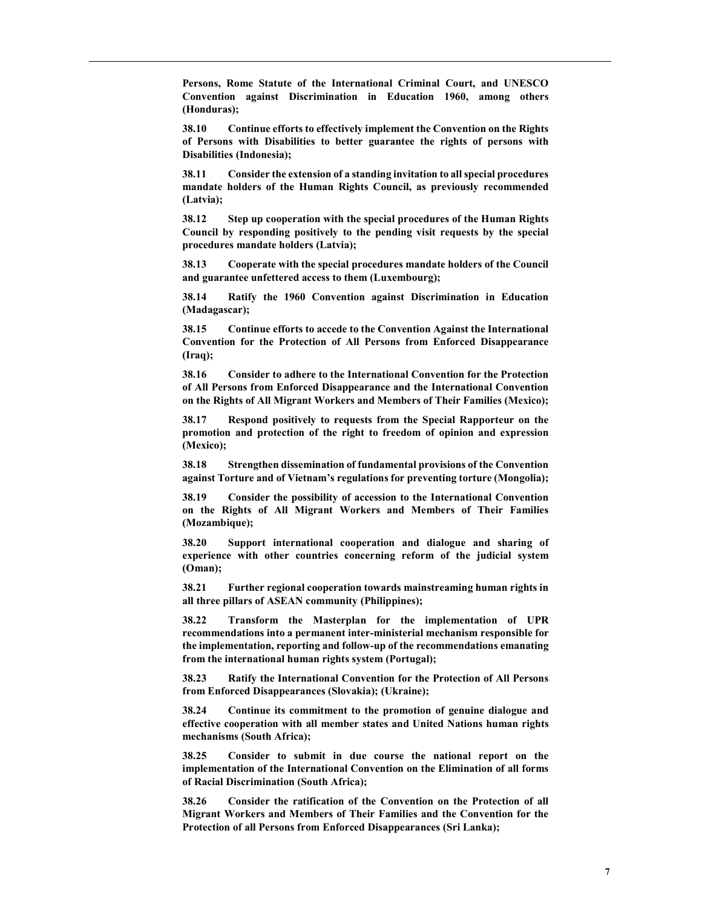**Persons, Rome Statute of the International Criminal Court, and UNESCO Convention against Discrimination in Education 1960, among others (Honduras);**

**38.10 Continue efforts to effectively implement the Convention on the Rights of Persons with Disabilities to better guarantee the rights of persons with Disabilities (Indonesia);**

**38.11 Consider the extension of a standing invitation to all special procedures mandate holders of the Human Rights Council, as previously recommended (Latvia);**

**38.12 Step up cooperation with the special procedures of the Human Rights Council by responding positively to the pending visit requests by the special procedures mandate holders (Latvia);**

**38.13 Cooperate with the special procedures mandate holders of the Council and guarantee unfettered access to them (Luxembourg);**

**38.14 Ratify the 1960 Convention against Discrimination in Education (Madagascar);**

**38.15 Continue efforts to accede to the Convention Against the International Convention for the Protection of All Persons from Enforced Disappearance (Iraq);**

**38.16 Consider to adhere to the International Convention for the Protection of All Persons from Enforced Disappearance and the International Convention on the Rights of All Migrant Workers and Members of Their Families (Mexico);**

**38.17 Respond positively to requests from the Special Rapporteur on the promotion and protection of the right to freedom of opinion and expression (Mexico);**

**38.18 Strengthen dissemination of fundamental provisions of the Convention against Torture and of Vietnam's regulations for preventing torture (Mongolia);**

**38.19 Consider the possibility of accession to the International Convention on the Rights of All Migrant Workers and Members of Their Families (Mozambique);**

**38.20 Support international cooperation and dialogue and sharing of experience with other countries concerning reform of the judicial system (Oman);**

**38.21 Further regional cooperation towards mainstreaming human rights in all three pillars of ASEAN community (Philippines);**

**38.22 Transform the Masterplan for the implementation of UPR recommendations into a permanent inter-ministerial mechanism responsible for the implementation, reporting and follow-up of the recommendations emanating from the international human rights system (Portugal);**

**38.23 Ratify the International Convention for the Protection of All Persons from Enforced Disappearances (Slovakia); (Ukraine);**

**38.24 Continue its commitment to the promotion of genuine dialogue and effective cooperation with all member states and United Nations human rights mechanisms (South Africa);**

**38.25 Consider to submit in due course the national report on the implementation of the International Convention on the Elimination of all forms of Racial Discrimination (South Africa);**

**38.26 Consider the ratification of the Convention on the Protection of all Migrant Workers and Members of Their Families and the Convention for the Protection of all Persons from Enforced Disappearances (Sri Lanka);**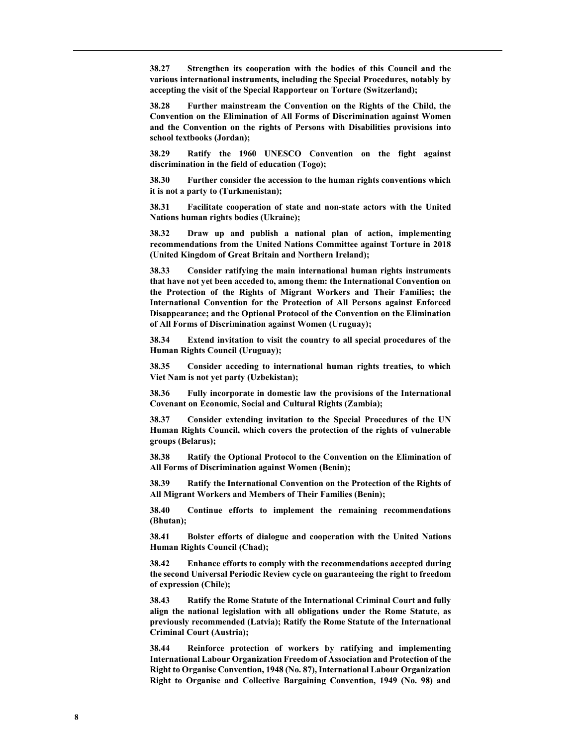**38.27 Strengthen its cooperation with the bodies of this Council and the various international instruments, including the Special Procedures, notably by accepting the visit of the Special Rapporteur on Torture (Switzerland);**

**38.28 Further mainstream the Convention on the Rights of the Child, the Convention on the Elimination of All Forms of Discrimination against Women and the Convention on the rights of Persons with Disabilities provisions into school textbooks (Jordan);**

**38.29 Ratify the 1960 UNESCO Convention on the fight against discrimination in the field of education (Togo);**

**38.30 Further consider the accession to the human rights conventions which it is not a party to (Turkmenistan);**

**38.31 Facilitate cooperation of state and non-state actors with the United Nations human rights bodies (Ukraine);**

**38.32 Draw up and publish a national plan of action, implementing recommendations from the United Nations Committee against Torture in 2018 (United Kingdom of Great Britain and Northern Ireland);**

**38.33 Consider ratifying the main international human rights instruments that have not yet been acceded to, among them: the International Convention on the Protection of the Rights of Migrant Workers and Their Families; the International Convention for the Protection of All Persons against Enforced Disappearance; and the Optional Protocol of the Convention on the Elimination of All Forms of Discrimination against Women (Uruguay);**

**38.34 Extend invitation to visit the country to all special procedures of the Human Rights Council (Uruguay);**

**38.35 Consider acceding to international human rights treaties, to which Viet Nam is not yet party (Uzbekistan);**

**38.36 Fully incorporate in domestic law the provisions of the International Covenant on Economic, Social and Cultural Rights (Zambia);**

**38.37 Consider extending invitation to the Special Procedures of the UN Human Rights Council, which covers the protection of the rights of vulnerable groups (Belarus);**

**38.38 Ratify the Optional Protocol to the Convention on the Elimination of All Forms of Discrimination against Women (Benin);**

**38.39 Ratify the International Convention on the Protection of the Rights of All Migrant Workers and Members of Their Families (Benin);**

**38.40 Continue efforts to implement the remaining recommendations (Bhutan);**

**38.41 Bolster efforts of dialogue and cooperation with the United Nations Human Rights Council (Chad);**

**38.42 Enhance efforts to comply with the recommendations accepted during the second Universal Periodic Review cycle on guaranteeing the right to freedom of expression (Chile);**

**38.43 Ratify the Rome Statute of the International Criminal Court and fully align the national legislation with all obligations under the Rome Statute, as previously recommended (Latvia); Ratify the Rome Statute of the International Criminal Court (Austria);**

**38.44 Reinforce protection of workers by ratifying and implementing International Labour Organization Freedom of Association and Protection of the Right to Organise Convention, 1948 (No. 87), International Labour Organization Right to Organise and Collective Bargaining Convention, 1949 (No. 98) and**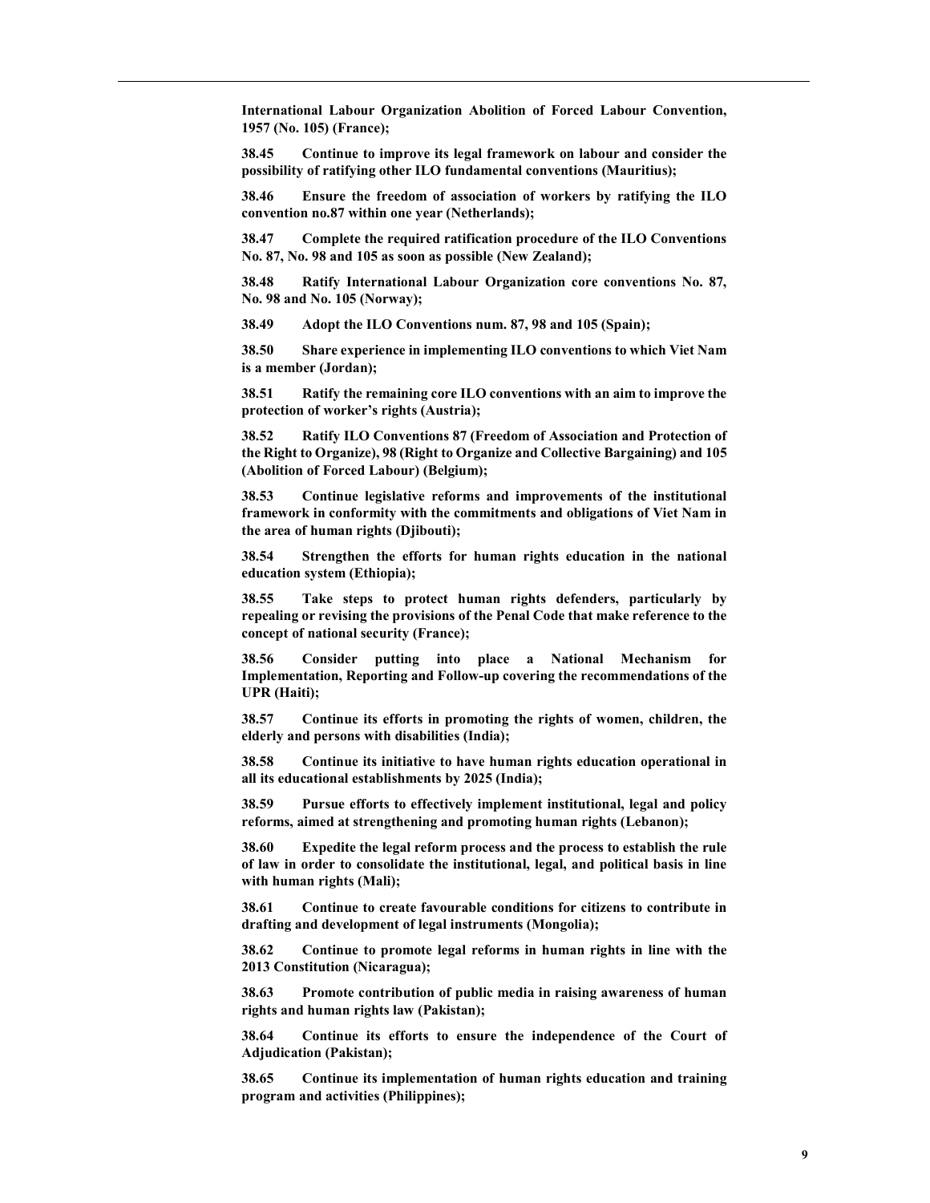**International Labour Organization Abolition of Forced Labour Convention, 1957 (No. 105) (France);**

**38.45 Continue to improve its legal framework on labour and consider the possibility of ratifying other ILO fundamental conventions (Mauritius);**

**38.46 Ensure the freedom of association of workers by ratifying the ILO convention no.87 within one year (Netherlands);**

**38.47 Complete the required ratification procedure of the ILO Conventions No. 87, No. 98 and 105 as soon as possible (New Zealand);**

**38.48 Ratify International Labour Organization core conventions No. 87, No. 98 and No. 105 (Norway);**

**38.49 Adopt the ILO Conventions num. 87, 98 and 105 (Spain);**

**38.50 Share experience in implementing ILO conventions to which Viet Nam is a member (Jordan);**

**38.51 Ratify the remaining core ILO conventions with an aim to improve the protection of worker's rights (Austria);**

**38.52 Ratify ILO Conventions 87 (Freedom of Association and Protection of the Right to Organize), 98 (Right to Organize and Collective Bargaining) and 105 (Abolition of Forced Labour) (Belgium);**

**38.53 Continue legislative reforms and improvements of the institutional framework in conformity with the commitments and obligations of Viet Nam in the area of human rights (Djibouti);**

**38.54 Strengthen the efforts for human rights education in the national education system (Ethiopia);**

**38.55 Take steps to protect human rights defenders, particularly by repealing or revising the provisions of the Penal Code that make reference to the concept of national security (France);**

**38.56 Consider putting into place a National Mechanism for Implementation, Reporting and Follow-up covering the recommendations of the UPR (Haiti);**

**38.57 Continue its efforts in promoting the rights of women, children, the elderly and persons with disabilities (India);**

**38.58 Continue its initiative to have human rights education operational in all its educational establishments by 2025 (India);**

**38.59 Pursue efforts to effectively implement institutional, legal and policy reforms, aimed at strengthening and promoting human rights (Lebanon);**

**38.60 Expedite the legal reform process and the process to establish the rule of law in order to consolidate the institutional, legal, and political basis in line with human rights (Mali);**

**38.61 Continue to create favourable conditions for citizens to contribute in drafting and development of legal instruments (Mongolia);**

**38.62 Continue to promote legal reforms in human rights in line with the 2013 Constitution (Nicaragua);**

**38.63 Promote contribution of public media in raising awareness of human rights and human rights law (Pakistan);**

**38.64 Continue its efforts to ensure the independence of the Court of Adjudication (Pakistan);**

**38.65 Continue its implementation of human rights education and training program and activities (Philippines);**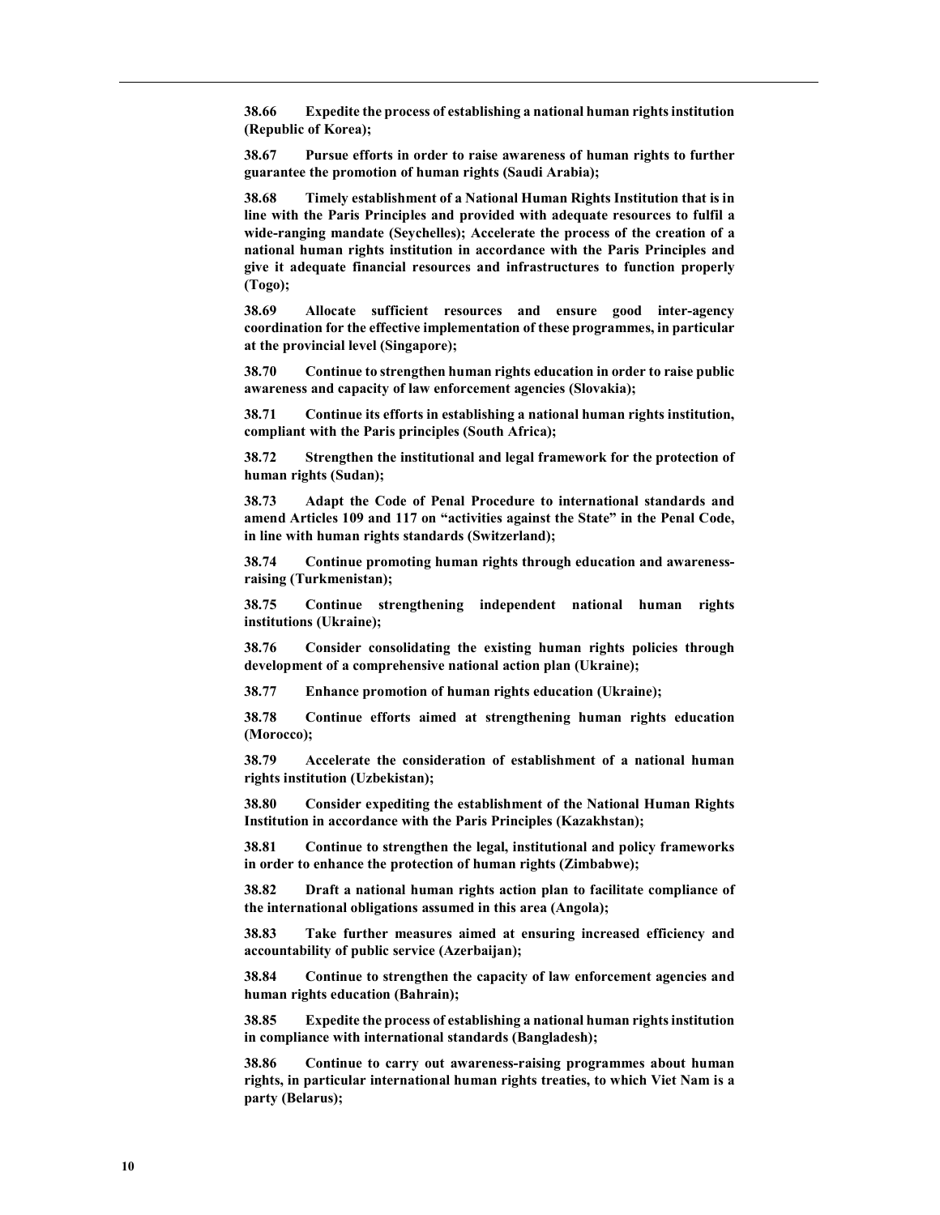**38.66 Expedite the process of establishing a national human rights institution (Republic of Korea);**

**38.67 Pursue efforts in order to raise awareness of human rights to further guarantee the promotion of human rights (Saudi Arabia);**

**38.68 Timely establishment of a National Human Rights Institution that is in line with the Paris Principles and provided with adequate resources to fulfil a wide-ranging mandate (Seychelles); Accelerate the process of the creation of a national human rights institution in accordance with the Paris Principles and give it adequate financial resources and infrastructures to function properly (Togo);**

**38.69 Allocate sufficient resources and ensure good inter-agency coordination for the effective implementation of these programmes, in particular at the provincial level (Singapore);**

**38.70 Continue to strengthen human rights education in order to raise public awareness and capacity of law enforcement agencies (Slovakia);**

**38.71 Continue its efforts in establishing a national human rights institution, compliant with the Paris principles (South Africa);**

**38.72 Strengthen the institutional and legal framework for the protection of human rights (Sudan);**

**38.73 Adapt the Code of Penal Procedure to international standards and amend Articles 109 and 117 on "activities against the State" in the Penal Code, in line with human rights standards (Switzerland);**

**38.74 Continue promoting human rights through education and awareness-raising (Turkmenistan);**

**38.75 Continue strengthening independent national human rights institutions (Ukraine);**

**38.76 Consider consolidating the existing human rights policies through development of a comprehensive national action plan (Ukraine);**

**38.77 Enhance promotion of human rights education (Ukraine);**

**38.78 Continue efforts aimed at strengthening human rights education (Morocco);**

**38.79 Accelerate the consideration of establishment of a national human rights institution (Uzbekistan);**

**38.80 Consider expediting the establishment of the National Human Rights Institution in accordance with the Paris Principles (Kazakhstan);**

**38.81 Continue to strengthen the legal, institutional and policy frameworks in order to enhance the protection of human rights (Zimbabwe);**

**38.82 Draft a national human rights action plan to facilitate compliance of the international obligations assumed in this area (Angola);**

**38.83 Take further measures aimed at ensuring increased efficiency and accountability of public service (Azerbaijan);**

**38.84 Continue to strengthen the capacity of law enforcement agencies and human rights education (Bahrain);**

**38.85 Expedite the process of establishing a national human rights institution in compliance with international standards (Bangladesh);**

**38.86 Continue to carry out awareness-raising programmes about human rights, in particular international human rights treaties, to which Viet Nam is a party (Belarus);**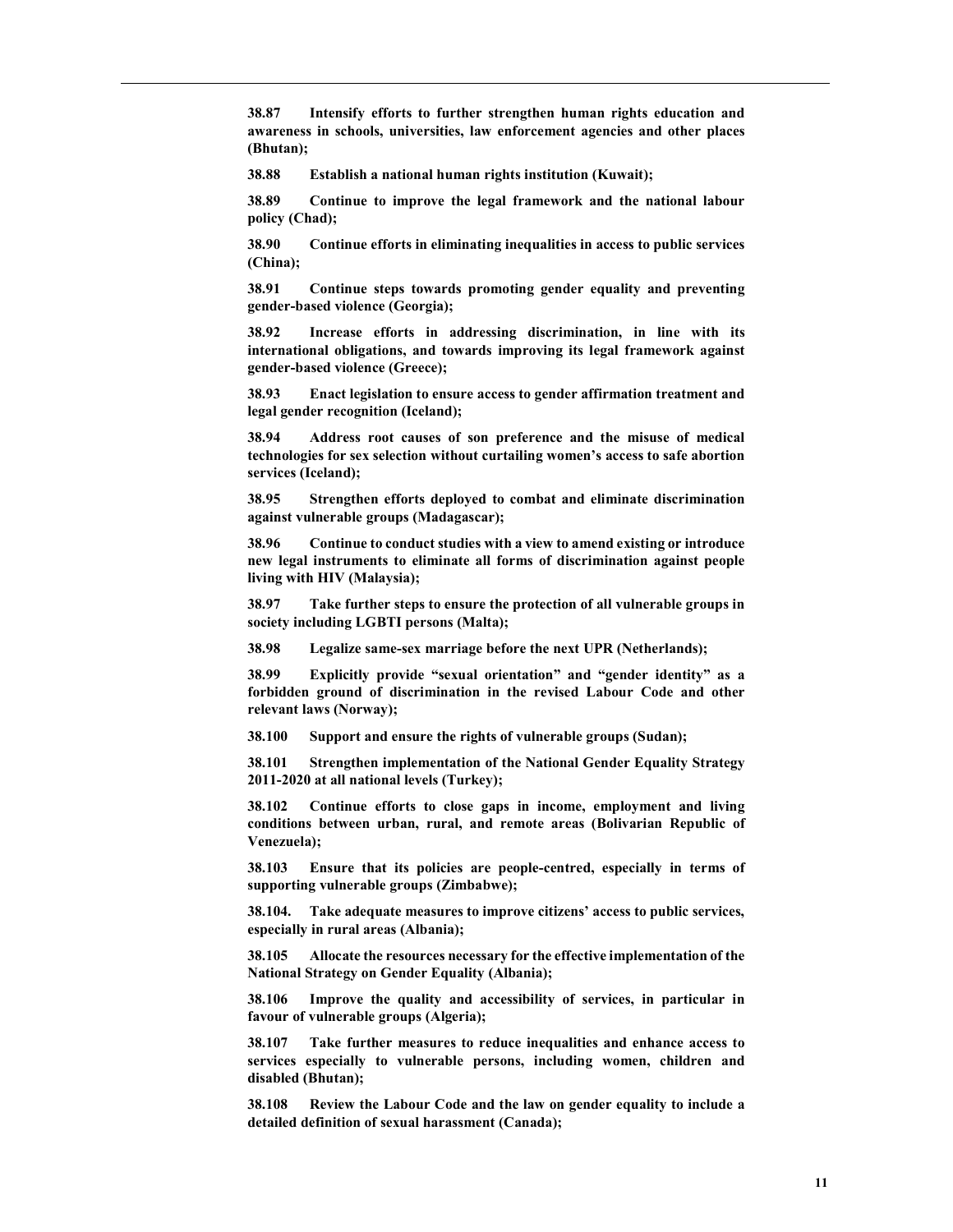**38.87 Intensify efforts to further strengthen human rights education and awareness in schools, universities, law enforcement agencies and other places (Bhutan);**

**38.88 Establish a national human rights institution (Kuwait);**

**38.89 Continue to improve the legal framework and the national labour policy (Chad);**

**38.90 Continue efforts in eliminating inequalities in access to public services (China);**

**38.91 Continue steps towards promoting gender equality and preventing gender-based violence (Georgia);**

**38.92 Increase efforts in addressing discrimination, in line with its international obligations, and towards improving its legal framework against gender-based violence (Greece);**

**38.93 Enact legislation to ensure access to gender affirmation treatment and legal gender recognition (Iceland);**

**38.94 Address root causes of son preference and the misuse of medical technologies for sex selection without curtailing women's access to safe abortion services (Iceland);**

**38.95 Strengthen efforts deployed to combat and eliminate discrimination against vulnerable groups (Madagascar);**

**38.96 Continue to conduct studies with a view to amend existing or introduce new legal instruments to eliminate all forms of discrimination against people living with HIV (Malaysia);**

**38.97 Take further steps to ensure the protection of all vulnerable groups in society including LGBTI persons (Malta);**

**38.98 Legalize same-sex marriage before the next UPR (Netherlands);**

**38.99 Explicitly provide "sexual orientation" and "gender identity" as a forbidden ground of discrimination in the revised Labour Code and other relevant laws (Norway);**

**38.100 Support and ensure the rights of vulnerable groups (Sudan);**

**38.101 Strengthen implementation of the National Gender Equality Strategy 2011-2020 at all national levels (Turkey);**

**38.102 Continue efforts to close gaps in income, employment and living conditions between urban, rural, and remote areas (Bolivarian Republic of Venezuela);**

**38.103 Ensure that its policies are people-centred, especially in terms of supporting vulnerable groups (Zimbabwe);**

**38.104. Take adequate measures to improve citizens' access to public services, especially in rural areas (Albania);**

**38.105 Allocate the resources necessary for the effective implementation of the National Strategy on Gender Equality (Albania);**

**38.106 Improve the quality and accessibility of services, in particular in favour of vulnerable groups (Algeria);**

**38.107 Take further measures to reduce inequalities and enhance access to services especially to vulnerable persons, including women, children and disabled (Bhutan);**

**38.108 Review the Labour Code and the law on gender equality to include a detailed definition of sexual harassment (Canada);**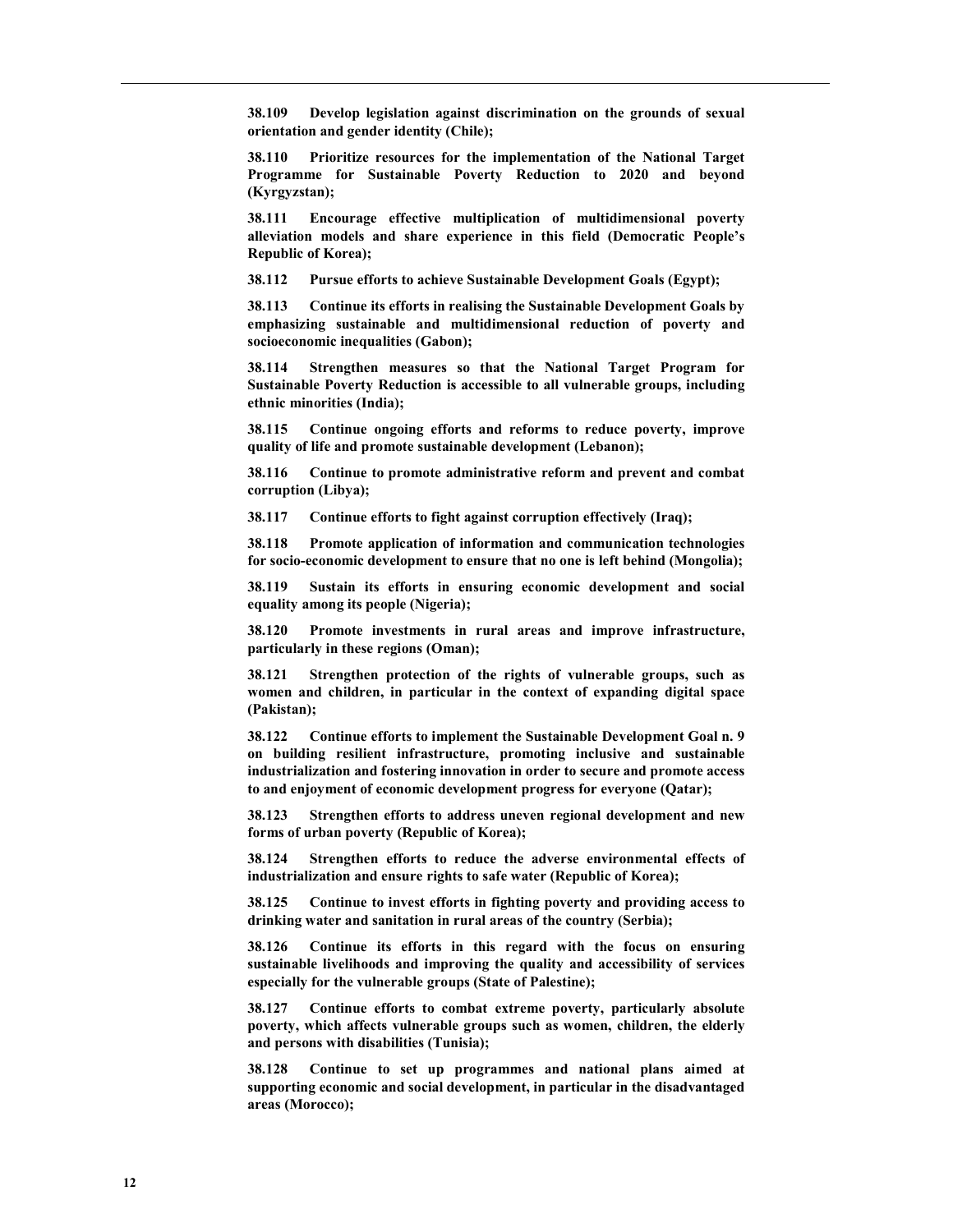**38.109 Develop legislation against discrimination on the grounds of sexual orientation and gender identity (Chile);**

**38.110 Prioritize resources for the implementation of the National Target Programme for Sustainable Poverty Reduction to 2020 and beyond (Kyrgyzstan);**

**38.111 Encourage effective multiplication of multidimensional poverty alleviation models and share experience in this field (Democratic People's Republic of Korea);**

**38.112 Pursue efforts to achieve Sustainable Development Goals (Egypt);**

**38.113 Continue its efforts in realising the Sustainable Development Goals by emphasizing sustainable and multidimensional reduction of poverty and socioeconomic inequalities (Gabon);**

**38.114 Strengthen measures so that the National Target Program for Sustainable Poverty Reduction is accessible to all vulnerable groups, including ethnic minorities (India);**

**38.115 Continue ongoing efforts and reforms to reduce poverty, improve quality of life and promote sustainable development (Lebanon);**

**38.116 Continue to promote administrative reform and prevent and combat corruption (Libya);**

**38.117 Continue efforts to fight against corruption effectively (Iraq);**

**38.118 Promote application of information and communication technologies for socio-economic development to ensure that no one is left behind (Mongolia);**

**38.119 Sustain its efforts in ensuring economic development and social equality among its people (Nigeria);**

**38.120 Promote investments in rural areas and improve infrastructure, particularly in these regions (Oman);**

**38.121 Strengthen protection of the rights of vulnerable groups, such as women and children, in particular in the context of expanding digital space (Pakistan);**

**38.122 Continue efforts to implement the Sustainable Development Goal n. 9 on building resilient infrastructure, promoting inclusive and sustainable industrialization and fostering innovation in order to secure and promote access to and enjoyment of economic development progress for everyone (Qatar);**

**38.123 Strengthen efforts to address uneven regional development and new forms of urban poverty (Republic of Korea);**

**38.124 Strengthen efforts to reduce the adverse environmental effects of industrialization and ensure rights to safe water (Republic of Korea);**

**38.125 Continue to invest efforts in fighting poverty and providing access to drinking water and sanitation in rural areas of the country (Serbia);**

**38.126 Continue its efforts in this regard with the focus on ensuring sustainable livelihoods and improving the quality and accessibility of services especially for the vulnerable groups (State of Palestine);**

**38.127 Continue efforts to combat extreme poverty, particularly absolute poverty, which affects vulnerable groups such as women, children, the elderly and persons with disabilities (Tunisia);**

**38.128 Continue to set up programmes and national plans aimed at supporting economic and social development, in particular in the disadvantaged areas (Morocco);**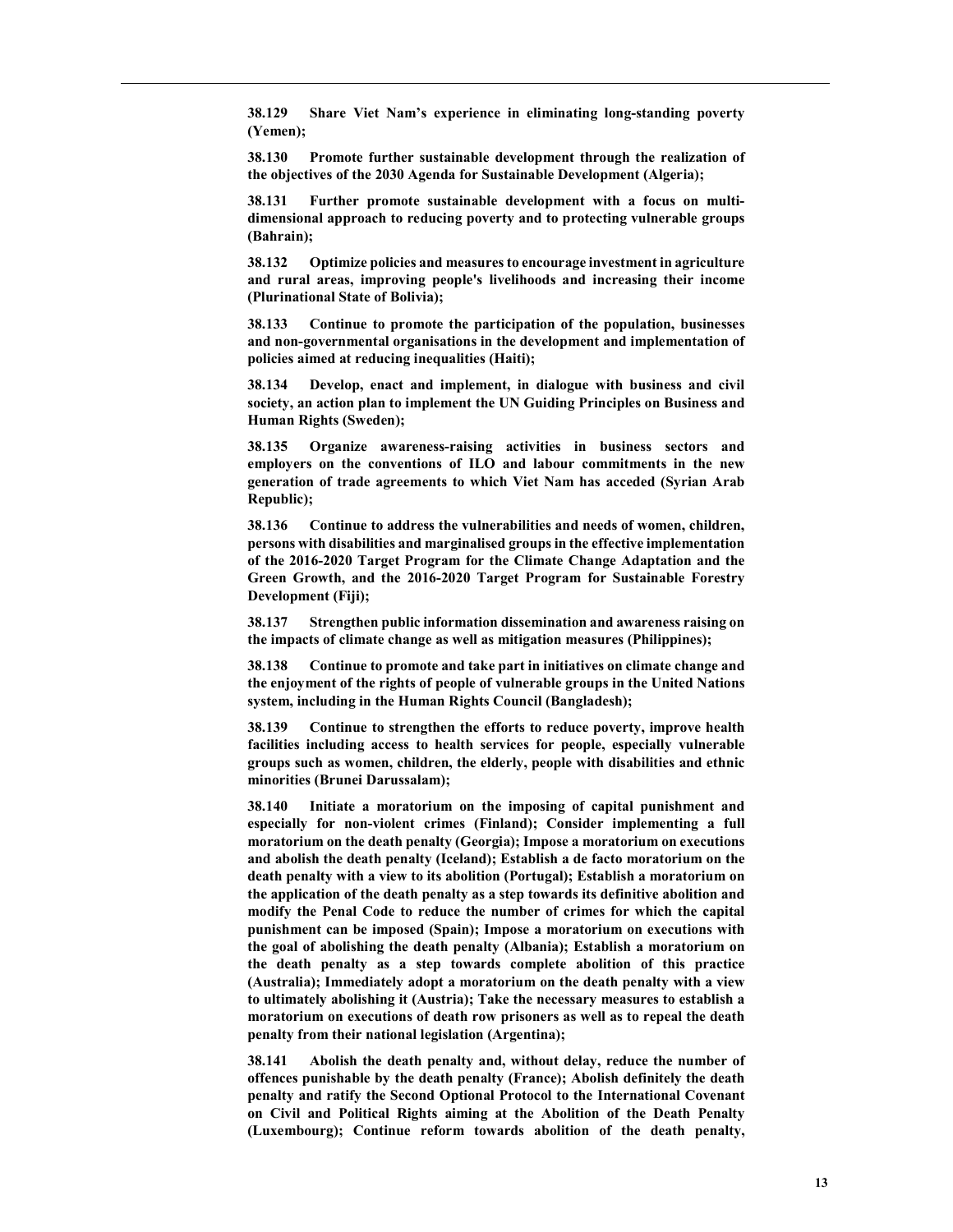**38.129 Share Viet Nam's experience in eliminating long-standing poverty (Yemen);**

**38.130 Promote further sustainable development through the realization of the objectives of the 2030 Agenda for Sustainable Development (Algeria);**

**38.131 Further promote sustainable development with a focus on multi-dimensional approach to reducing poverty and to protecting vulnerable groups (Bahrain);**

**38.132 Optimize policies and measures to encourage investment in agriculture and rural areas, improving people's livelihoods and increasing their income (Plurinational State of Bolivia);**

**38.133 Continue to promote the participation of the population, businesses and non-governmental organisations in the development and implementation of policies aimed at reducing inequalities (Haiti);**

**38.134 Develop, enact and implement, in dialogue with business and civil society, an action plan to implement the UN Guiding Principles on Business and Human Rights (Sweden);**

**38.135 Organize awareness-raising activities in business sectors and employers on the conventions of ILO and labour commitments in the new generation of trade agreements to which Viet Nam has acceded (Syrian Arab Republic);**

**38.136 Continue to address the vulnerabilities and needs of women, children, persons with disabilities and marginalised groups in the effective implementation of the 2016-2020 Target Program for the Climate Change Adaptation and the Green Growth, and the 2016-2020 Target Program for Sustainable Forestry Development (Fiji);**

**38.137 Strengthen public information dissemination and awareness raising on the impacts of climate change as well as mitigation measures (Philippines);**

**38.138 Continue to promote and take part in initiatives on climate change and the enjoyment of the rights of people of vulnerable groups in the United Nations system, including in the Human Rights Council (Bangladesh);**

**38.139 Continue to strengthen the efforts to reduce poverty, improve health facilities including access to health services for people, especially vulnerable groups such as women, children, the elderly, people with disabilities and ethnic minorities (Brunei Darussalam);**

**38.140 Initiate a moratorium on the imposing of capital punishment and especially for non-violent crimes (Finland); Consider implementing a full moratorium on the death penalty (Georgia); Impose a moratorium on executions and abolish the death penalty (Iceland); Establish a de facto moratorium on the death penalty with a view to its abolition (Portugal); Establish a moratorium on the application of the death penalty as a step towards its definitive abolition and modify the Penal Code to reduce the number of crimes for which the capital punishment can be imposed (Spain); Impose a moratorium on executions with the goal of abolishing the death penalty (Albania); Establish a moratorium on the death penalty as a step towards complete abolition of this practice (Australia); Immediately adopt a moratorium on the death penalty with a view to ultimately abolishing it (Austria); Take the necessary measures to establish a moratorium on executions of death row prisoners as well as to repeal the death penalty from their national legislation (Argentina);**

**38.141 Abolish the death penalty and, without delay, reduce the number of offences punishable by the death penalty (France); Abolish definitely the death penalty and ratify the Second Optional Protocol to the International Covenant on Civil and Political Rights aiming at the Abolition of the Death Penalty (Luxembourg); Continue reform towards abolition of the death penalty,**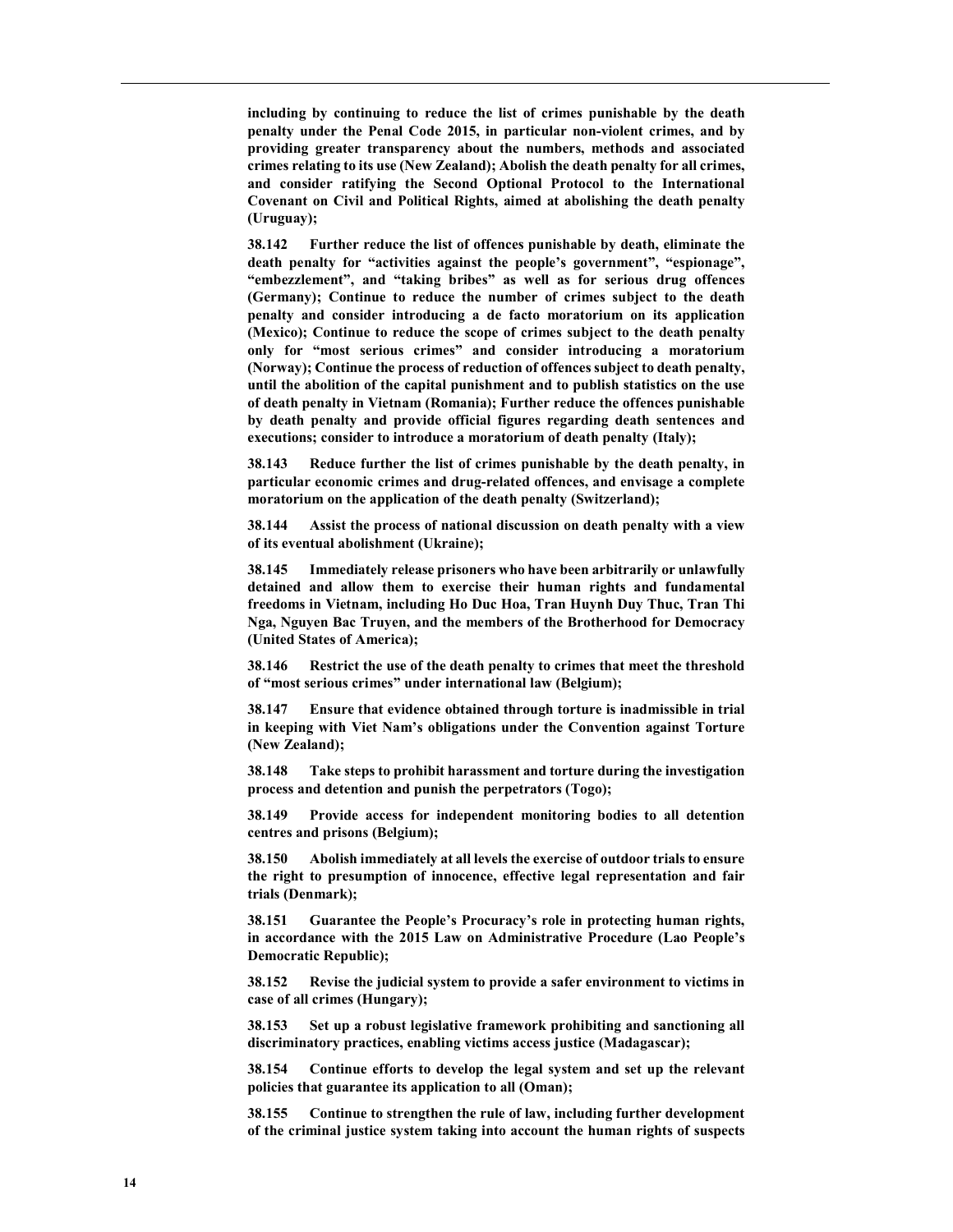**including by continuing to reduce the list of crimes punishable by the death penalty under the Penal Code 2015, in particular non-violent crimes, and by providing greater transparency about the numbers, methods and associated crimes relating to its use (New Zealand); Abolish the death penalty for all crimes, and consider ratifying the Second Optional Protocol to the International Covenant on Civil and Political Rights, aimed at abolishing the death penalty (Uruguay);**

**38.142 Further reduce the list of offences punishable by death, eliminate the death penalty for "activities against the people's government", "espionage", "embezzlement", and "taking bribes" as well as for serious drug offences (Germany); Continue to reduce the number of crimes subject to the death penalty and consider introducing a de facto moratorium on its application (Mexico); Continue to reduce the scope of crimes subject to the death penalty only for "most serious crimes" and consider introducing a moratorium (Norway); Continue the process of reduction of offences subject to death penalty, until the abolition of the capital punishment and to publish statistics on the use of death penalty in Vietnam (Romania); Further reduce the offences punishable by death penalty and provide official figures regarding death sentences and executions; consider to introduce a moratorium of death penalty (Italy);**

**38.143 Reduce further the list of crimes punishable by the death penalty, in particular economic crimes and drug-related offences, and envisage a complete moratorium on the application of the death penalty (Switzerland);**

**38.144 Assist the process of national discussion on death penalty with a view of its eventual abolishment (Ukraine);**

**38.145 Immediately release prisoners who have been arbitrarily or unlawfully detained and allow them to exercise their human rights and fundamental freedoms in Vietnam, including Ho Duc Hoa, Tran Huynh Duy Thuc, Tran Thi Nga, Nguyen Bac Truyen, and the members of the Brotherhood for Democracy (United States of America);**

**38.146 Restrict the use of the death penalty to crimes that meet the threshold of "most serious crimes" under international law (Belgium);**

**38.147 Ensure that evidence obtained through torture is inadmissible in trial in keeping with Viet Nam's obligations under the Convention against Torture (New Zealand);**

**38.148 Take steps to prohibit harassment and torture during the investigation process and detention and punish the perpetrators (Togo);**

**38.149 Provide access for independent monitoring bodies to all detention centres and prisons (Belgium);**

**38.150 Abolish immediately at all levels the exercise of outdoor trials to ensure the right to presumption of innocence, effective legal representation and fair trials (Denmark);**

**38.151 Guarantee the People's Procuracy's role in protecting human rights, in accordance with the 2015 Law on Administrative Procedure (Lao People's Democratic Republic);**

**38.152 Revise the judicial system to provide a safer environment to victims in case of all crimes (Hungary);**

**38.153 Set up a robust legislative framework prohibiting and sanctioning all discriminatory practices, enabling victims access justice (Madagascar);**

**38.154 Continue efforts to develop the legal system and set up the relevant policies that guarantee its application to all (Oman);**

**38.155 Continue to strengthen the rule of law, including further development of the criminal justice system taking into account the human rights of suspects**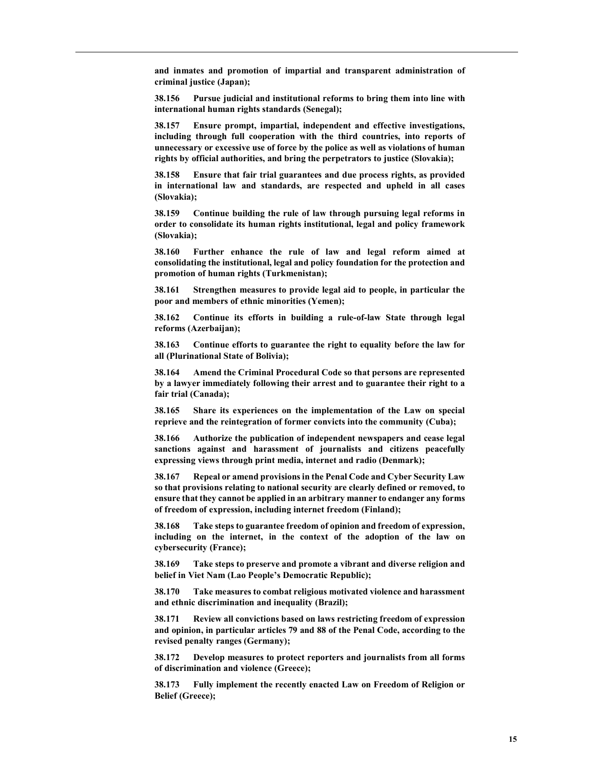**and inmates and promotion of impartial and transparent administration of criminal justice (Japan);**

**38.156 Pursue judicial and institutional reforms to bring them into line with international human rights standards (Senegal);**

**38.157 Ensure prompt, impartial, independent and effective investigations, including through full cooperation with the third countries, into reports of unnecessary or excessive use of force by the police as well as violations of human rights by official authorities, and bring the perpetrators to justice (Slovakia);**

**38.158 Ensure that fair trial guarantees and due process rights, as provided in international law and standards, are respected and upheld in all cases (Slovakia);**

**38.159 Continue building the rule of law through pursuing legal reforms in order to consolidate its human rights institutional, legal and policy framework (Slovakia);**

**38.160 Further enhance the rule of law and legal reform aimed at consolidating the institutional, legal and policy foundation for the protection and promotion of human rights (Turkmenistan);**

**38.161 Strengthen measures to provide legal aid to people, in particular the poor and members of ethnic minorities (Yemen);**

**38.162 Continue its efforts in building a rule-of-law State through legal reforms (Azerbaijan);**

**38.163 Continue efforts to guarantee the right to equality before the law for all (Plurinational State of Bolivia);**

**38.164 Amend the Criminal Procedural Code so that persons are represented by a lawyer immediately following their arrest and to guarantee their right to a fair trial (Canada);**

**38.165 Share its experiences on the implementation of the Law on special reprieve and the reintegration of former convicts into the community (Cuba);**

**38.166 Authorize the publication of independent newspapers and cease legal sanctions against and harassment of journalists and citizens peacefully expressing views through print media, internet and radio (Denmark);**

**38.167 Repeal or amend provisions in the Penal Code and Cyber Security Law so that provisions relating to national security are clearly defined or removed, to ensure that they cannot be applied in an arbitrary manner to endanger any forms of freedom of expression, including internet freedom (Finland);**

**38.168 Take steps to guarantee freedom of opinion and freedom of expression, including on the internet, in the context of the adoption of the law on cybersecurity (France);**

**38.169 Take steps to preserve and promote a vibrant and diverse religion and belief in Viet Nam (Lao People's Democratic Republic);**

**38.170 Take measures to combat religious motivated violence and harassment and ethnic discrimination and inequality (Brazil);**

**38.171 Review all convictions based on laws restricting freedom of expression and opinion, in particular articles 79 and 88 of the Penal Code, according to the revised penalty ranges (Germany);**

**38.172 Develop measures to protect reporters and journalists from all forms of discrimination and violence (Greece);**

**38.173 Fully implement the recently enacted Law on Freedom of Religion or Belief (Greece);**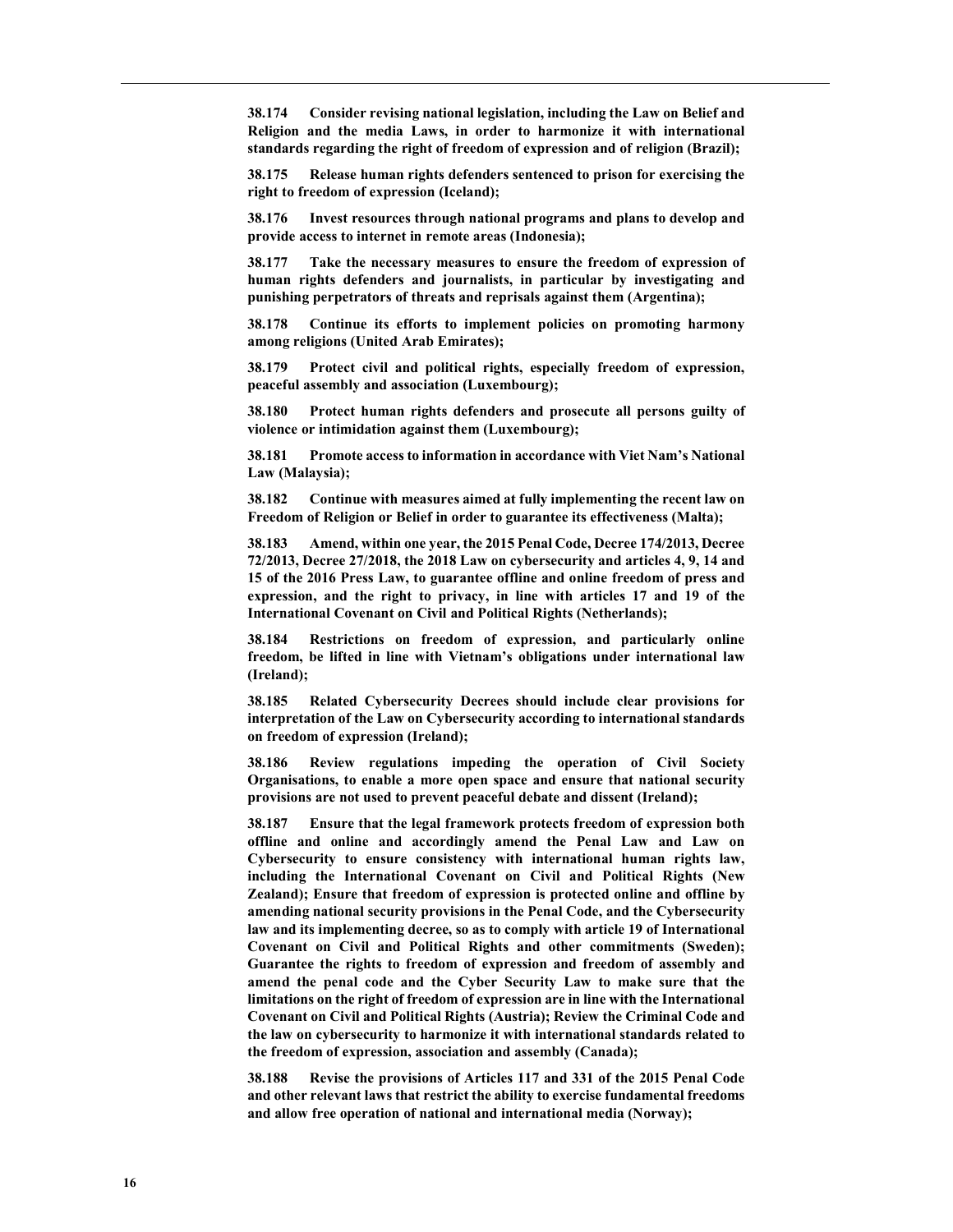**38.174 Consider revising national legislation, including the Law on Belief and Religion and the media Laws, in order to harmonize it with international standards regarding the right of freedom of expression and of religion (Brazil);**

**38.175 Release human rights defenders sentenced to prison for exercising the right to freedom of expression (Iceland);**

**38.176 Invest resources through national programs and plans to develop and provide access to internet in remote areas (Indonesia);**

**38.177 Take the necessary measures to ensure the freedom of expression of human rights defenders and journalists, in particular by investigating and punishing perpetrators of threats and reprisals against them (Argentina);**

**38.178 Continue its efforts to implement policies on promoting harmony among religions (United Arab Emirates);**

**38.179 Protect civil and political rights, especially freedom of expression, peaceful assembly and association (Luxembourg);**

**38.180 Protect human rights defenders and prosecute all persons guilty of violence or intimidation against them (Luxembourg);**

**38.181 Promote access to information in accordance with Viet Nam's National Law (Malaysia);**

**38.182 Continue with measures aimed at fully implementing the recent law on Freedom of Religion or Belief in order to guarantee its effectiveness (Malta);**

**38.183 Amend, within one year, the 2015 Penal Code, Decree 174/2013, Decree 72/2013, Decree 27/2018, the 2018 Law on cybersecurity and articles 4, 9, 14 and 15 of the 2016 Press Law, to guarantee offline and online freedom of press and expression, and the right to privacy, in line with articles 17 and 19 of the International Covenant on Civil and Political Rights (Netherlands);**

**38.184 Restrictions on freedom of expression, and particularly online freedom, be lifted in line with Vietnam's obligations under international law (Ireland);**

**38.185 Related Cybersecurity Decrees should include clear provisions for interpretation of the Law on Cybersecurity according to international standards on freedom of expression (Ireland);**

**38.186 Review regulations impeding the operation of Civil Society Organisations, to enable a more open space and ensure that national security provisions are not used to prevent peaceful debate and dissent (Ireland);**

**38.187 Ensure that the legal framework protects freedom of expression both offline and online and accordingly amend the Penal Law and Law on Cybersecurity to ensure consistency with international human rights law, including the International Covenant on Civil and Political Rights (New Zealand); Ensure that freedom of expression is protected online and offline by amending national security provisions in the Penal Code, and the Cybersecurity law and its implementing decree, so as to comply with article 19 of International Covenant on Civil and Political Rights and other commitments (Sweden); Guarantee the rights to freedom of expression and freedom of assembly and amend the penal code and the Cyber Security Law to make sure that the limitations on the right of freedom of expression are in line with the International Covenant on Civil and Political Rights (Austria); Review the Criminal Code and the law on cybersecurity to harmonize it with international standards related to the freedom of expression, association and assembly (Canada);**

**38.188 Revise the provisions of Articles 117 and 331 of the 2015 Penal Code and other relevant laws that restrict the ability to exercise fundamental freedoms and allow free operation of national and international media (Norway);**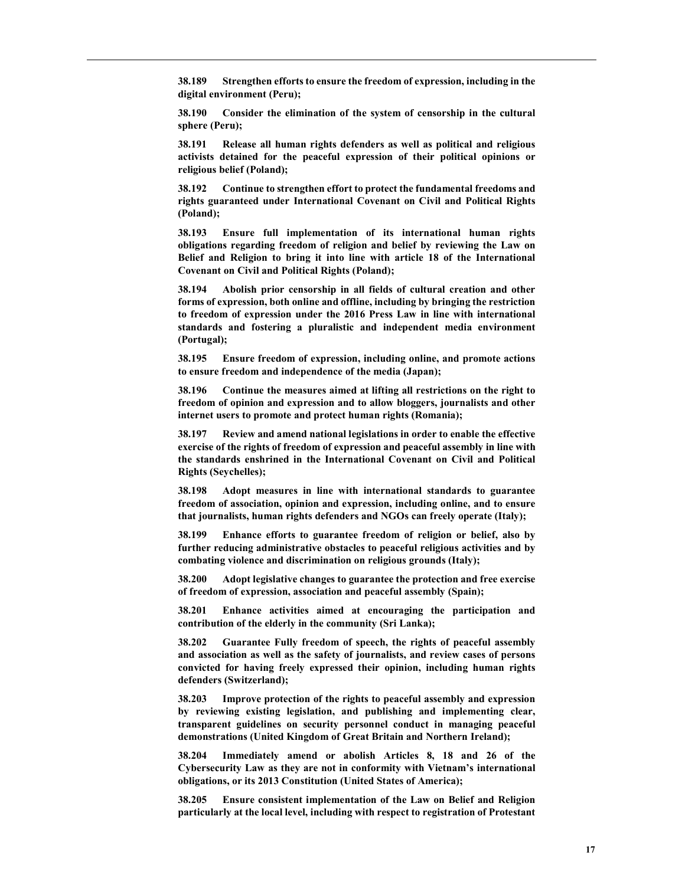**38.189 Strengthen efforts to ensure the freedom of expression, including in the digital environment (Peru);**

**38.190 Consider the elimination of the system of censorship in the cultural sphere (Peru);**

**38.191 Release all human rights defenders as well as political and religious activists detained for the peaceful expression of their political opinions or religious belief (Poland);**

**38.192 Continue to strengthen effort to protect the fundamental freedoms and rights guaranteed under International Covenant on Civil and Political Rights (Poland);**

**38.193 Ensure full implementation of its international human rights obligations regarding freedom of religion and belief by reviewing the Law on Belief and Religion to bring it into line with article 18 of the International Covenant on Civil and Political Rights (Poland);**

**38.194 Abolish prior censorship in all fields of cultural creation and other forms of expression, both online and offline, including by bringing the restriction to freedom of expression under the 2016 Press Law in line with international standards and fostering a pluralistic and independent media environment (Portugal);**

**38.195 Ensure freedom of expression, including online, and promote actions to ensure freedom and independence of the media (Japan);**

**38.196 Continue the measures aimed at lifting all restrictions on the right to freedom of opinion and expression and to allow bloggers, journalists and other internet users to promote and protect human rights (Romania);**

**38.197 Review and amend national legislations in order to enable the effective exercise of the rights of freedom of expression and peaceful assembly in line with the standards enshrined in the International Covenant on Civil and Political Rights (Seychelles);**

**38.198 Adopt measures in line with international standards to guarantee freedom of association, opinion and expression, including online, and to ensure that journalists, human rights defenders and NGOs can freely operate (Italy);**

**38.199 Enhance efforts to guarantee freedom of religion or belief, also by further reducing administrative obstacles to peaceful religious activities and by combating violence and discrimination on religious grounds (Italy);**

**38.200 Adopt legislative changes to guarantee the protection and free exercise of freedom of expression, association and peaceful assembly (Spain);**

**38.201 Enhance activities aimed at encouraging the participation and contribution of the elderly in the community (Sri Lanka);**

**38.202 Guarantee Fully freedom of speech, the rights of peaceful assembly and association as well as the safety of journalists, and review cases of persons convicted for having freely expressed their opinion, including human rights defenders (Switzerland);**

**38.203 Improve protection of the rights to peaceful assembly and expression by reviewing existing legislation, and publishing and implementing clear, transparent guidelines on security personnel conduct in managing peaceful demonstrations (United Kingdom of Great Britain and Northern Ireland);**

**38.204 Immediately amend or abolish Articles 8, 18 and 26 of the Cybersecurity Law as they are not in conformity with Vietnam's international obligations, or its 2013 Constitution (United States of America);**

**38.205 Ensure consistent implementation of the Law on Belief and Religion particularly at the local level, including with respect to registration of Protestant**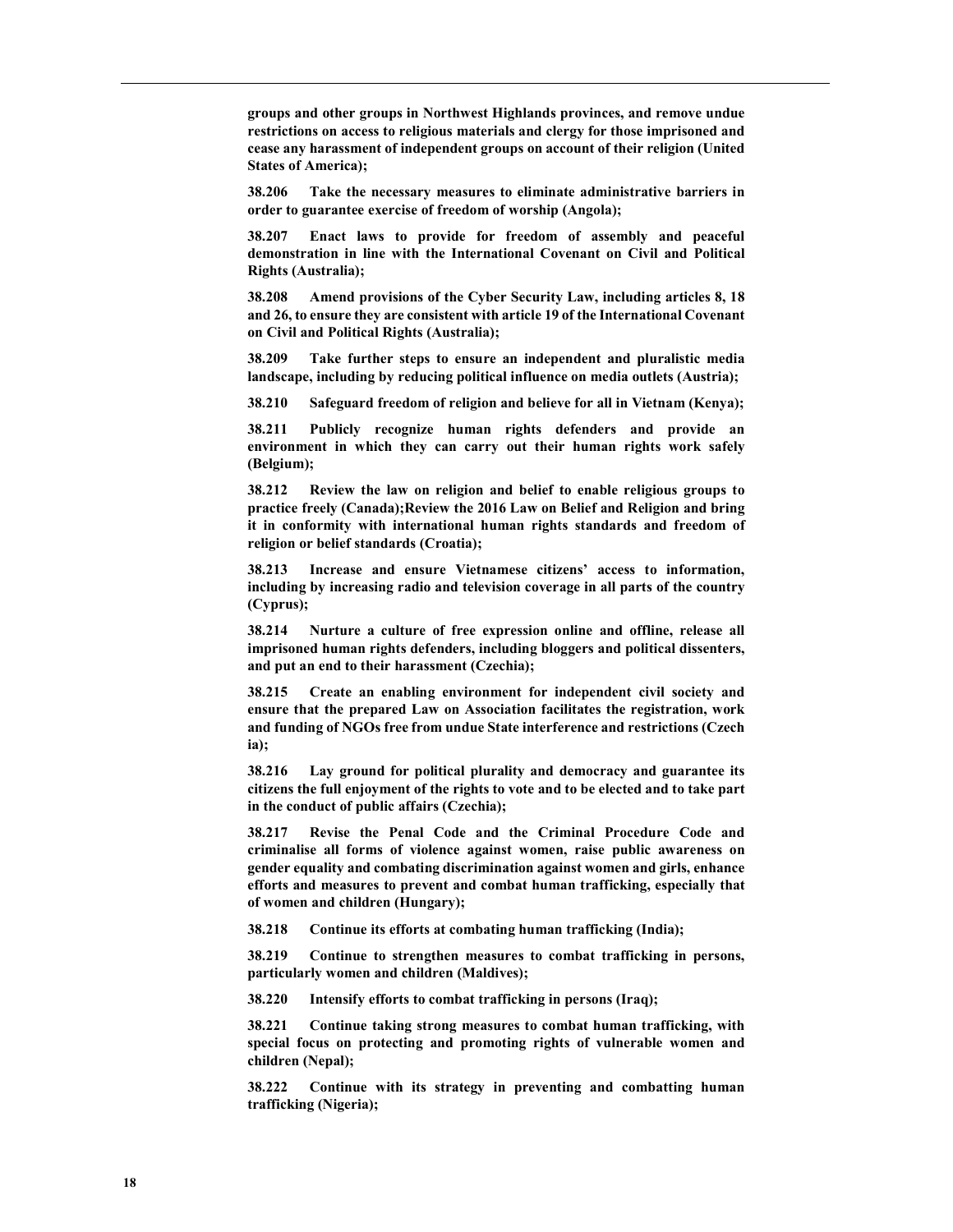**groups and other groups in Northwest Highlands provinces, and remove undue restrictions on access to religious materials and clergy for those imprisoned and cease any harassment of independent groups on account of their religion (United States of America);**

**38.206 Take the necessary measures to eliminate administrative barriers in order to guarantee exercise of freedom of worship (Angola);**

**38.207 Enact laws to provide for freedom of assembly and peaceful demonstration in line with the International Covenant on Civil and Political Rights (Australia);**

**38.208 Amend provisions of the Cyber Security Law, including articles 8, 18 and 26, to ensure they are consistent with article 19 of the International Covenant on Civil and Political Rights (Australia);**

**38.209 Take further steps to ensure an independent and pluralistic media landscape, including by reducing political influence on media outlets (Austria);**

**38.210 Safeguard freedom of religion and believe for all in Vietnam (Kenya);**

**38.211 Publicly recognize human rights defenders and provide an environment in which they can carry out their human rights work safely (Belgium);**

**38.212 Review the law on religion and belief to enable religious groups to practice freely (Canada);Review the 2016 Law on Belief and Religion and bring it in conformity with international human rights standards and freedom of religion or belief standards (Croatia);**

**38.213 Increase and ensure Vietnamese citizens' access to information, including by increasing radio and television coverage in all parts of the country (Cyprus);**

**38.214 Nurture a culture of free expression online and offline, release all imprisoned human rights defenders, including bloggers and political dissenters, and put an end to their harassment (Czechia);**

**38.215 Create an enabling environment for independent civil society and ensure that the prepared Law on Association facilitates the registration, work and funding of NGOs free from undue State interference and restrictions (Czech ia);**

**38.216 Lay ground for political plurality and democracy and guarantee its citizens the full enjoyment of the rights to vote and to be elected and to take part in the conduct of public affairs (Czechia);**

**38.217 Revise the Penal Code and the Criminal Procedure Code and criminalise all forms of violence against women, raise public awareness on gender equality and combating discrimination against women and girls, enhance efforts and measures to prevent and combat human trafficking, especially that of women and children (Hungary);**

**38.218 Continue its efforts at combating human trafficking (India);**

**38.219 Continue to strengthen measures to combat trafficking in persons, particularly women and children (Maldives);**

**38.220 Intensify efforts to combat trafficking in persons (Iraq);**

**38.221 Continue taking strong measures to combat human trafficking, with special focus on protecting and promoting rights of vulnerable women and children (Nepal);**

**38.222 Continue with its strategy in preventing and combatting human trafficking (Nigeria);**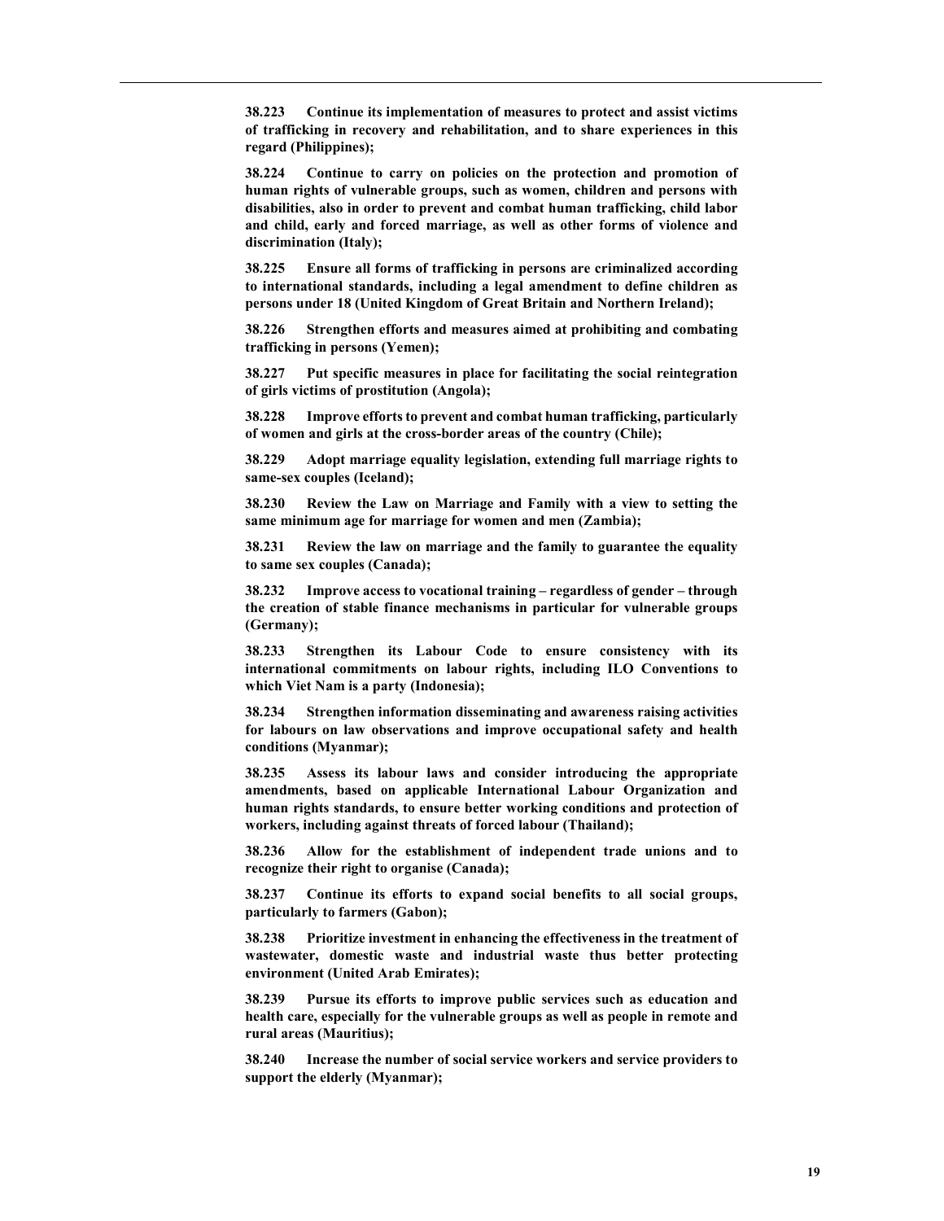**38.223 Continue its implementation of measures to protect and assist victims of trafficking in recovery and rehabilitation, and to share experiences in this regard (Philippines);**

**38.224 Continue to carry on policies on the protection and promotion of human rights of vulnerable groups, such as women, children and persons with disabilities, also in order to prevent and combat human trafficking, child labor and child, early and forced marriage, as well as other forms of violence and discrimination (Italy);**

**38.225 Ensure all forms of trafficking in persons are criminalized according to international standards, including a legal amendment to define children as persons under 18 (United Kingdom of Great Britain and Northern Ireland);**

**38.226 Strengthen efforts and measures aimed at prohibiting and combating trafficking in persons (Yemen);**

**38.227 Put specific measures in place for facilitating the social reintegration of girls victims of prostitution (Angola);**

**38.228 Improve efforts to prevent and combat human trafficking, particularly of women and girls at the cross-border areas of the country (Chile);**

**38.229 Adopt marriage equality legislation, extending full marriage rights to same-sex couples (Iceland);**

**38.230 Review the Law on Marriage and Family with a view to setting the same minimum age for marriage for women and men (Zambia);**

**38.231 Review the law on marriage and the family to guarantee the equality to same sex couples (Canada);**

**38.232 Improve access to vocational training – regardless of gender – through the creation of stable finance mechanisms in particular for vulnerable groups (Germany);**

**38.233 Strengthen its Labour Code to ensure consistency with its international commitments on labour rights, including ILO Conventions to which Viet Nam is a party (Indonesia);**

**38.234 Strengthen information disseminating and awareness raising activities for labours on law observations and improve occupational safety and health conditions (Myanmar);**

**38.235 Assess its labour laws and consider introducing the appropriate amendments, based on applicable International Labour Organization and human rights standards, to ensure better working conditions and protection of workers, including against threats of forced labour (Thailand);**

**38.236 Allow for the establishment of independent trade unions and to recognize their right to organise (Canada);**

**38.237 Continue its efforts to expand social benefits to all social groups, particularly to farmers (Gabon);**

**38.238 Prioritize investment in enhancing the effectiveness in the treatment of wastewater, domestic waste and industrial waste thus better protecting environment (United Arab Emirates);**

**38.239 Pursue its efforts to improve public services such as education and health care, especially for the vulnerable groups as well as people in remote and rural areas (Mauritius);**

**38.240 Increase the number of social service workers and service providers to support the elderly (Myanmar);**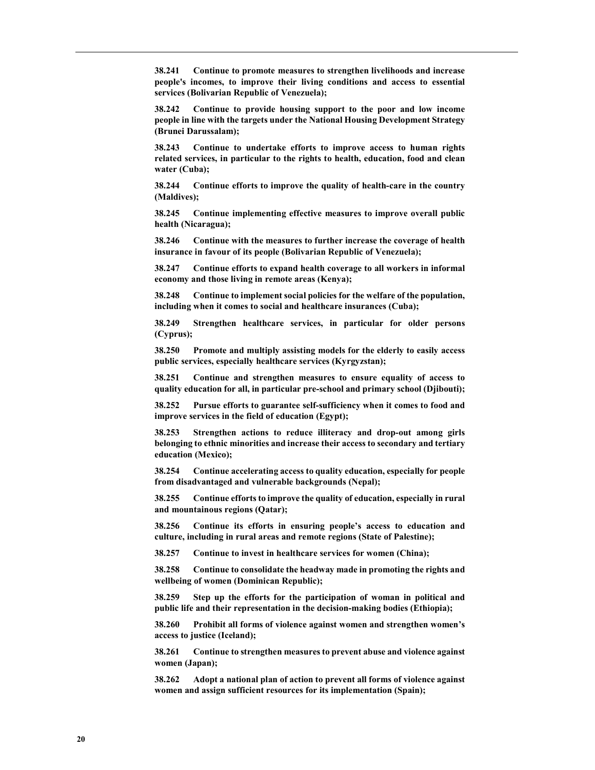**38.241 Continue to promote measures to strengthen livelihoods and increase people's incomes, to improve their living conditions and access to essential services (Bolivarian Republic of Venezuela);**

**38.242 Continue to provide housing support to the poor and low income people in line with the targets under the National Housing Development Strategy (Brunei Darussalam);**

**38.243 Continue to undertake efforts to improve access to human rights related services, in particular to the rights to health, education, food and clean water (Cuba);**

**38.244 Continue efforts to improve the quality of health-care in the country (Maldives);**

**38.245 Continue implementing effective measures to improve overall public health (Nicaragua);**

**38.246 Continue with the measures to further increase the coverage of health insurance in favour of its people (Bolivarian Republic of Venezuela);**

**38.247 Continue efforts to expand health coverage to all workers in informal economy and those living in remote areas (Kenya);**

**38.248 Continue to implement social policies for the welfare of the population, including when it comes to social and healthcare insurances (Cuba);**

**38.249 Strengthen healthcare services, in particular for older persons (Cyprus);**

**38.250 Promote and multiply assisting models for the elderly to easily access public services, especially healthcare services (Kyrgyzstan);**

**38.251 Continue and strengthen measures to ensure equality of access to quality education for all, in particular pre-school and primary school (Djibouti);**

**38.252 Pursue efforts to guarantee self-sufficiency when it comes to food and improve services in the field of education (Egypt);**

**38.253 Strengthen actions to reduce illiteracy and drop-out among girls belonging to ethnic minorities and increase their access to secondary and tertiary education (Mexico);**

**38.254 Continue accelerating access to quality education, especially for people from disadvantaged and vulnerable backgrounds (Nepal);**

**38.255 Continue efforts to improve the quality of education, especially in rural and mountainous regions (Qatar);**

**38.256 Continue its efforts in ensuring people's access to education and culture, including in rural areas and remote regions (State of Palestine);**

**38.257 Continue to invest in healthcare services for women (China);**

**38.258 Continue to consolidate the headway made in promoting the rights and wellbeing of women (Dominican Republic);**

**38.259 Step up the efforts for the participation of woman in political and public life and their representation in the decision-making bodies (Ethiopia);**

**38.260 Prohibit all forms of violence against women and strengthen women's access to justice (Iceland);**

**38.261 Continue to strengthen measures to prevent abuse and violence against women (Japan);**

**38.262 Adopt a national plan of action to prevent all forms of violence against women and assign sufficient resources for its implementation (Spain);**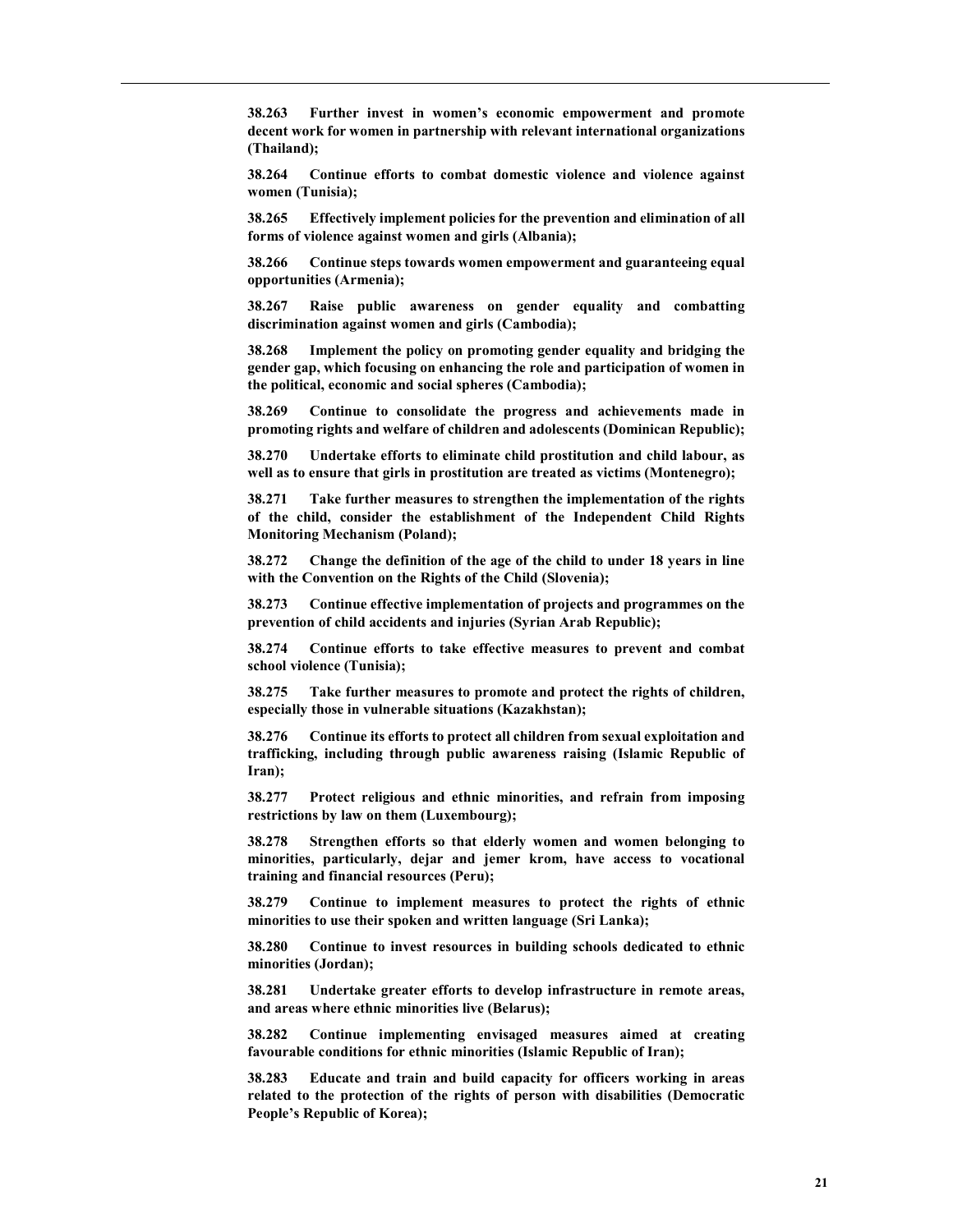**38.263 Further invest in women's economic empowerment and promote decent work for women in partnership with relevant international organizations (Thailand);**

**38.264 Continue efforts to combat domestic violence and violence against women (Tunisia);**

**38.265 Effectively implement policies for the prevention and elimination of all forms of violence against women and girls (Albania);**

**38.266 Continue steps towards women empowerment and guaranteeing equal opportunities (Armenia);**

**38.267 Raise public awareness on gender equality and combatting discrimination against women and girls (Cambodia);**

**38.268 Implement the policy on promoting gender equality and bridging the gender gap, which focusing on enhancing the role and participation of women in the political, economic and social spheres (Cambodia);**

**38.269 Continue to consolidate the progress and achievements made in promoting rights and welfare of children and adolescents (Dominican Republic);**

**38.270 Undertake efforts to eliminate child prostitution and child labour, as well as to ensure that girls in prostitution are treated as victims (Montenegro);**

**38.271 Take further measures to strengthen the implementation of the rights of the child, consider the establishment of the Independent Child Rights Monitoring Mechanism (Poland);**

**38.272 Change the definition of the age of the child to under 18 years in line with the Convention on the Rights of the Child (Slovenia);**

**38.273 Continue effective implementation of projects and programmes on the prevention of child accidents and injuries (Syrian Arab Republic);**

**38.274 Continue efforts to take effective measures to prevent and combat school violence (Tunisia);**

**38.275 Take further measures to promote and protect the rights of children, especially those in vulnerable situations (Kazakhstan);**

**38.276 Continue its efforts to protect all children from sexual exploitation and trafficking, including through public awareness raising (Islamic Republic of Iran);**

**38.277 Protect religious and ethnic minorities, and refrain from imposing restrictions by law on them (Luxembourg);**

**38.278 Strengthen efforts so that elderly women and women belonging to minorities, particularly, dejar and jemer krom, have access to vocational training and financial resources (Peru);**

**38.279 Continue to implement measures to protect the rights of ethnic minorities to use their spoken and written language (Sri Lanka);**

**38.280 Continue to invest resources in building schools dedicated to ethnic minorities (Jordan);**

**38.281 Undertake greater efforts to develop infrastructure in remote areas, and areas where ethnic minorities live (Belarus);**

**38.282 Continue implementing envisaged measures aimed at creating favourable conditions for ethnic minorities (Islamic Republic of Iran);**

**38.283 Educate and train and build capacity for officers working in areas related to the protection of the rights of person with disabilities (Democratic People's Republic of Korea);**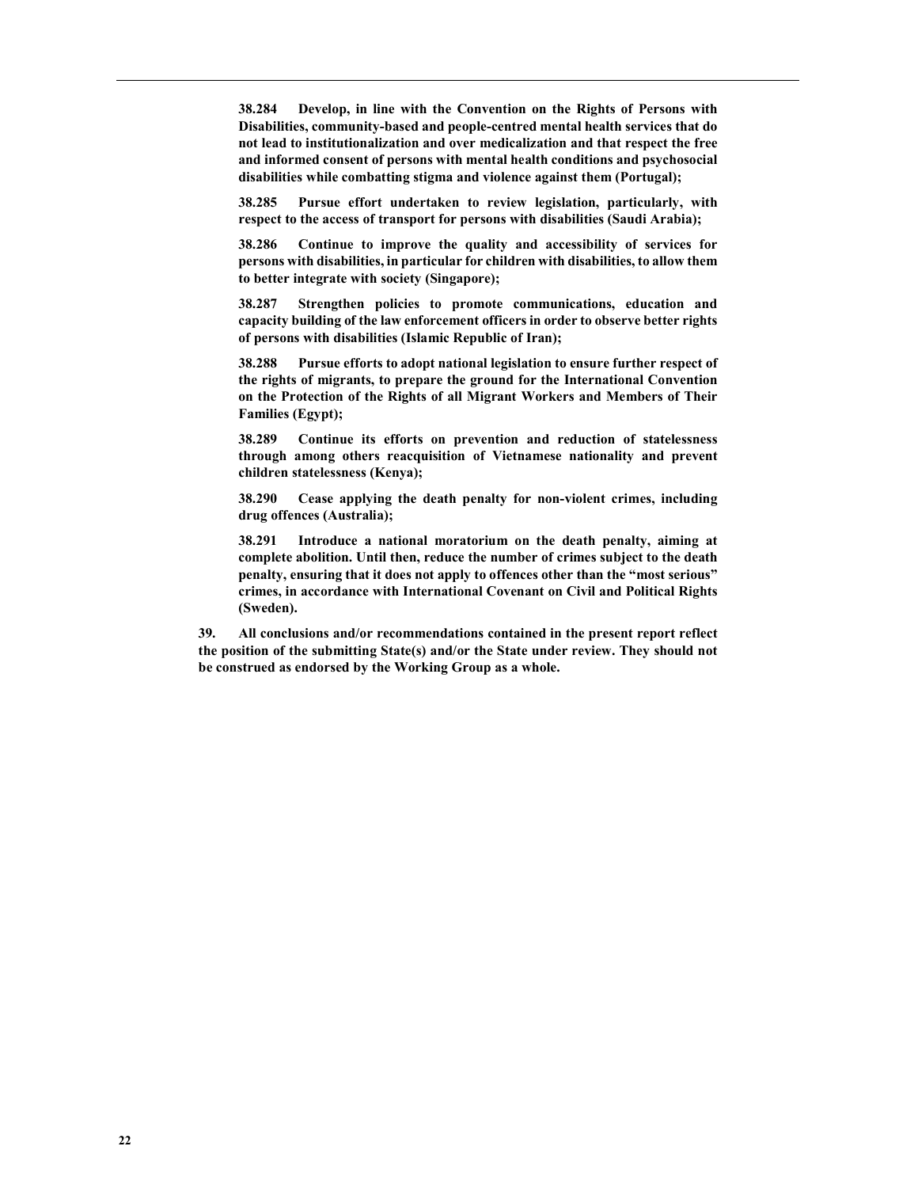**38.284 Develop, in line with the Convention on the Rights of Persons with Disabilities, community-based and people-centred mental health services that do not lead to institutionalization and over medicalization and that respect the free and informed consent of persons with mental health conditions and psychosocial disabilities while combatting stigma and violence against them (Portugal);**

**38.285 Pursue effort undertaken to review legislation, particularly, with respect to the access of transport for persons with disabilities (Saudi Arabia);**

**38.286 Continue to improve the quality and accessibility of services for persons with disabilities, in particular for children with disabilities, to allow them to better integrate with society (Singapore);**

**38.287 Strengthen policies to promote communications, education and capacity building of the law enforcement officers in order to observe better rights of persons with disabilities (Islamic Republic of Iran);**

**38.288 Pursue efforts to adopt national legislation to ensure further respect of the rights of migrants, to prepare the ground for the International Convention on the Protection of the Rights of all Migrant Workers and Members of Their Families (Egypt);**

**38.289 Continue its efforts on prevention and reduction of statelessness through among others reacquisition of Vietnamese nationality and prevent children statelessness (Kenya);**

**38.290 Cease applying the death penalty for non-violent crimes, including drug offences (Australia);**

**38.291 Introduce a national moratorium on the death penalty, aiming at complete abolition. Until then, reduce the number of crimes subject to the death penalty, ensuring that it does not apply to offences other than the "most serious" crimes, in accordance with International Covenant on Civil and Political Rights (Sweden).**

**39. All conclusions and/or recommendations contained in the present report reflect the position of the submitting State(s) and/or the State under review. They should not be construed as endorsed by the Working Group as a whole.**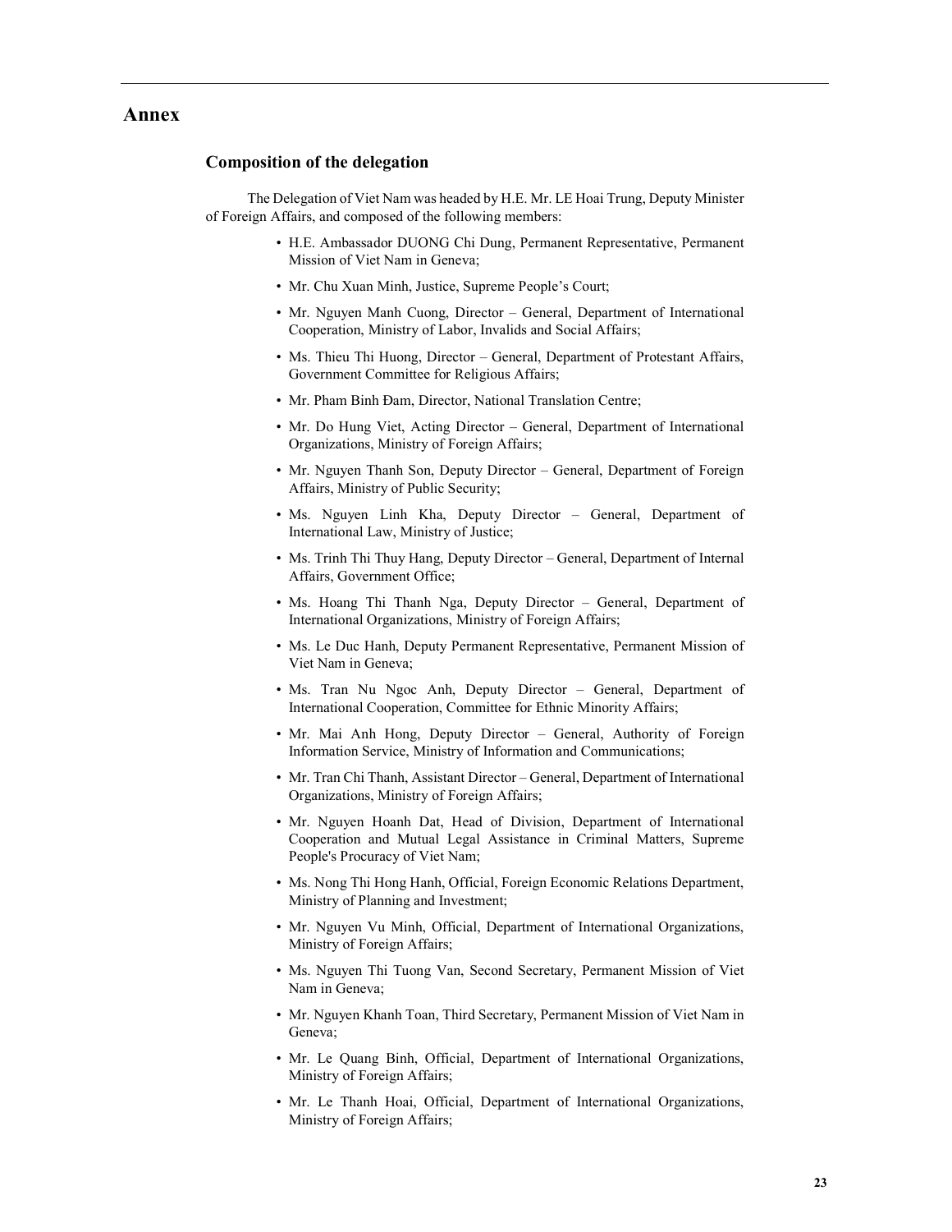# Annex

## Composition of the delegation

The Delegation of Viet Nam was headed by H.E. Mr. LE Hoai Trung, Deputy Minister of Foreign Affairs, and composed of the following members:

- H.E. Ambassador DUONG Chi Dung, Permanent Representative, Permanent Mission of Viet Nam in Geneva;
- Mr. Chu Xuan Minh, Justice, Supreme People's Court;
- Mr. Nguyen Manh Cuong, Director – General, Department of International Cooperation, Ministry of Labor, Invalids and Social Affairs;
- Ms. Thieu Thi Huong, Director – General, Department of Protestant Affairs, Government Committee for Religious Affairs;
- Mr. Pham Binh Đam, Director, National Translation Centre;
- Mr. Do Hung Viet, Acting Director – General, Department of International Organizations, Ministry of Foreign Affairs;
- Mr. Nguyen Thanh Son, Deputy Director – General, Department of Foreign Affairs, Ministry of Public Security;
- Ms. Nguyen Linh Kha, Deputy Director – General, Department of International Law, Ministry of Justice;
- Ms. Trinh Thi Thuy Hang, Deputy Director – General, Department of Internal Affairs, Government Office;
- Ms. Hoang Thi Thanh Nga, Deputy Director – General, Department of International Organizations, Ministry of Foreign Affairs;
- Ms. Le Duc Hanh, Deputy Permanent Representative, Permanent Mission of Viet Nam in Geneva;
- Ms. Tran Nu Ngoc Anh, Deputy Director – General, Department of International Cooperation, Committee for Ethnic Minority Affairs;
- Mr. Mai Anh Hong, Deputy Director – General, Authority of Foreign Information Service, Ministry of Information and Communications;
- Mr. Tran Chi Thanh, Assistant Director – General, Department of International Organizations, Ministry of Foreign Affairs;
- Mr. Nguyen Hoanh Dat, Head of Division, Department of International Cooperation and Mutual Legal Assistance in Criminal Matters, Supreme People's Procuracy of Viet Nam;
- Ms. Nong Thi Hong Hanh, Official, Foreign Economic Relations Department, Ministry of Planning and Investment;
- Mr. Nguyen Vu Minh, Official, Department of International Organizations, Ministry of Foreign Affairs;
- Ms. Nguyen Thi Tuong Van, Second Secretary, Permanent Mission of Viet Nam in Geneva;
- Mr. Nguyen Khanh Toan, Third Secretary, Permanent Mission of Viet Nam in Geneva;
- Mr. Le Quang Binh, Official, Department of International Organizations, Ministry of Foreign Affairs;
- Mr. Le Thanh Hoai, Official, Department of International Organizations, Ministry of Foreign Affairs;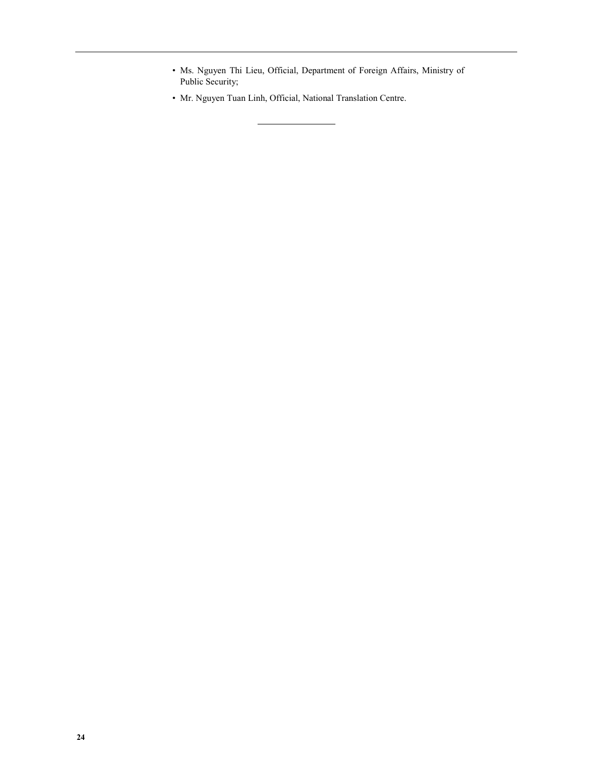- Ms. Nguyen Thi Lieu, Official, Department of Foreign Affairs, Ministry of Public Security;
- Mr. Nguyen Tuan Linh, Official, National Translation Centre.